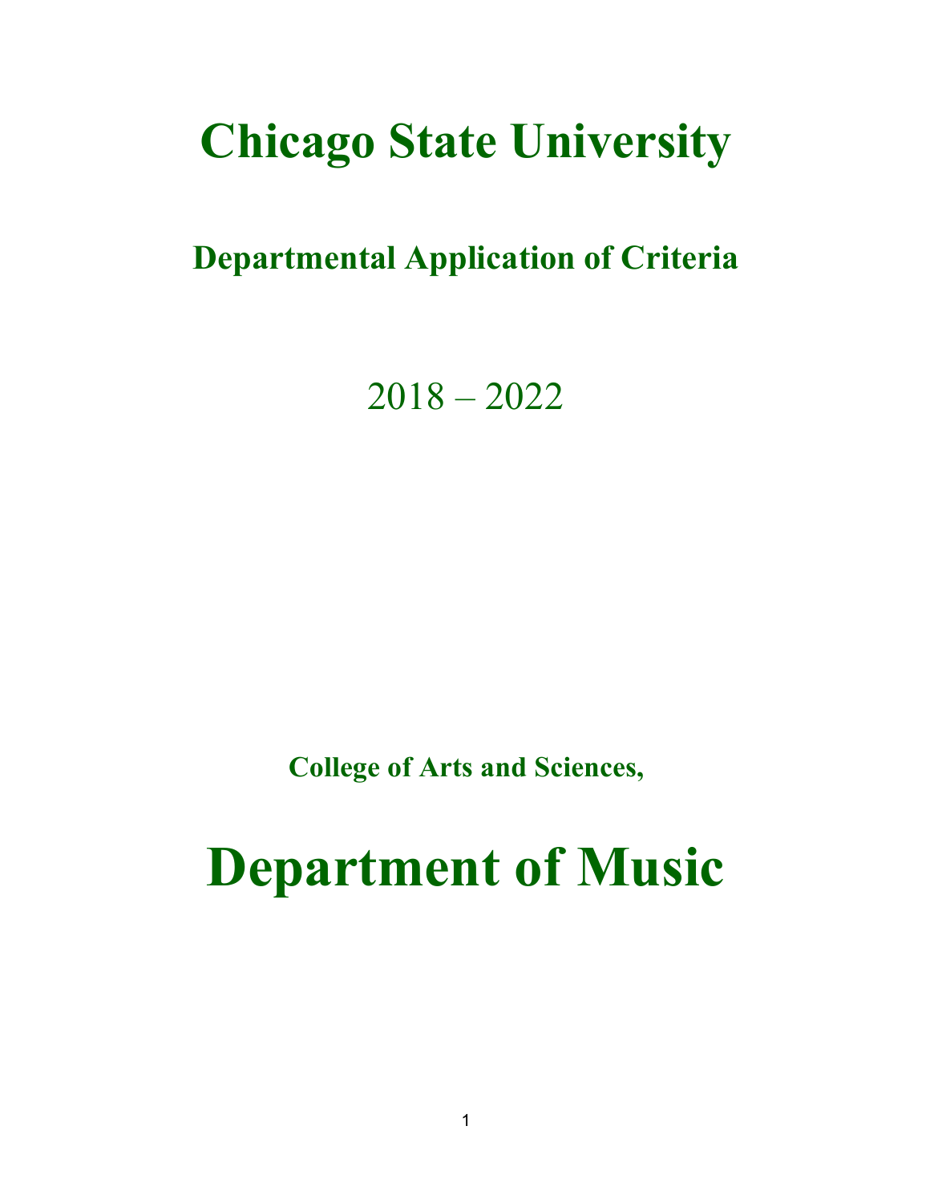# Chicago State University

## Departmental Application of Criteria

2018 – 2022

**College of Arts and Sciences,**

# Department of Music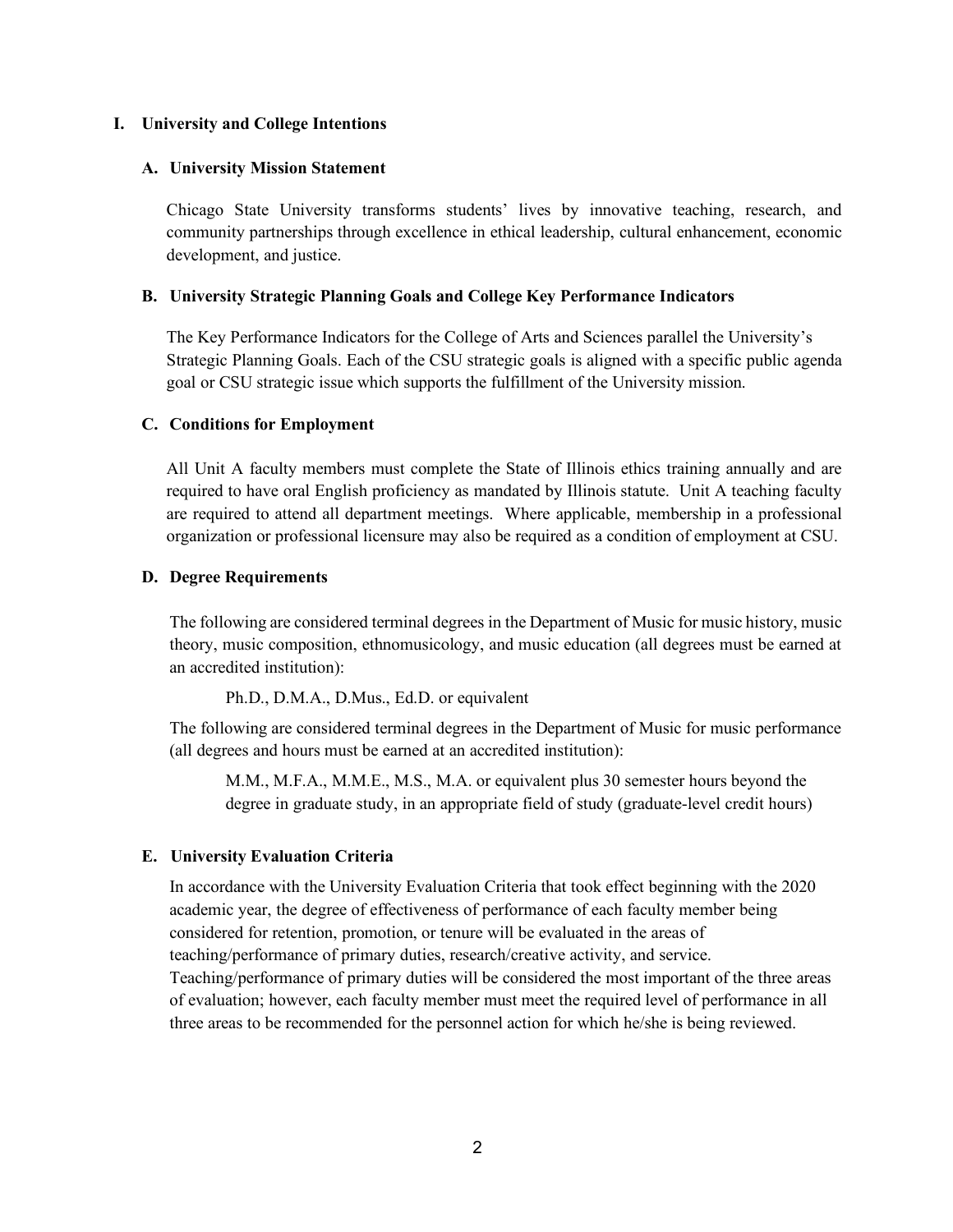# I. University and College Intentions

## A. University Mission Statement

Chicago State University transforms students' lives by innovative teaching, research, and community partnerships through excellence in ethical leadership, cultural enhancement, economic development, and justice.

## B. University Strategic Planning Goals and College Key Performance Indicators

The Key Performance Indicators for the College of Arts and Sciences parallel the University's Strategic Planning Goals. Each of the CSU strategic goals is aligned with a specific public agenda goal or CSU strategic issue which supports the fulfillment of the University mission.

## C. Conditions for Employment

All Unit A faculty members must complete the State of Illinois ethics training annually and are required to have oral English proficiency as mandated by Illinois statute. Unit A teaching faculty are required to attend all department meetings. Where applicable, membership in a professional organization or professional licensure may also be required as a condition of employment at CSU.

## D. Degree Requirements

The following are considered terminal degrees in the Department of Music for music history, music theory, music composition, ethnomusicology, and music education (all degrees must be earned at an accredited institution):

> Ph.D., D.M.A., D.Mus., Ed.D. or equivalent

The following are considered terminal degrees in the Department of Music for music performance (all degrees and hours must be earned at an accredited institution):

> M.M., M.F.A., M.M.E., M.S., M.A. or equivalent plus 30 semester hours beyond the degree in graduate study, in an appropriate field of study (graduate-level credit hours)

## E. University Evaluation Criteria

In accordance with the University Evaluation Criteria that took effect beginning with the 2020 academic year, the degree of effectiveness of performance of each faculty member being considered for retention, promotion, or tenure will be evaluated in the areas of teaching/performance of primary duties, research/creative activity, and service. Teaching/performance of primary duties will be considered the most important of the three areas of evaluation; however, each faculty member must meet the required level of performance in all three areas to be recommended for the personnel action for which he/she is being reviewed.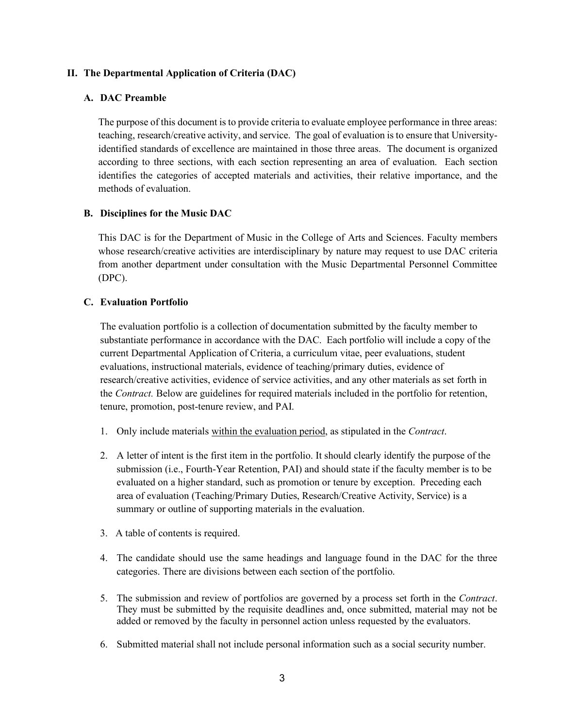## II. The Departmental Application of Criteria (DAC)

### A. DAC Preamble

The purpose of this document is to provide criteria to evaluate employee performance in three areas: teaching, research/creative activity, and service. The goal of evaluation is to ensure that University-identified standards of excellence are maintained in those three areas. The document is organized according to three sections, with each section representing an area of evaluation. Each section identifies the categories of accepted materials and activities, their relative importance, and the methods of evaluation.

### B. Disciplines for the Music DAC

This DAC is for the Department of Music in the College of Arts and Sciences. Faculty members whose research/creative activities are interdisciplinary by nature may request to use DAC criteria from another department under consultation with the Music Departmental Personnel Committee (DPC).

### C. Evaluation Portfolio

The evaluation portfolio is a collection of documentation submitted by the faculty member to substantiate performance in accordance with the DAC. Each portfolio will include a copy of the current Departmental Application of Criteria, a curriculum vitae, peer evaluations, student evaluations, instructional materials, evidence of teaching/primary duties, evidence of research/creative activities, evidence of service activities, and any other materials as set forth in the *Contract.* Below are guidelines for required materials included in the portfolio for retention, tenure, promotion, post-tenure review, and PAI.

1. Only include materials <u>within the evaluation period</u>, as stipulated in the *Contract*.
2. A letter of intent is the first item in the portfolio. It should clearly identify the purpose of the submission (i.e., Fourth-Year Retention, PAI) and should state if the faculty member is to be evaluated on a higher standard, such as promotion or tenure by exception. Preceding each area of evaluation (Teaching/Primary Duties, Research/Creative Activity, Service) is a summary or outline of supporting materials in the evaluation.
3. A table of contents is required.
4. The candidate should use the same headings and language found in the DAC for the three categories. There are divisions between each section of the portfolio.
5. The submission and review of portfolios are governed by a process set forth in the *Contract*. They must be submitted by the requisite deadlines and, once submitted, material may not be added or removed by the faculty in personnel action unless requested by the evaluators.
6. Submitted material shall not include personal information such as a social security number.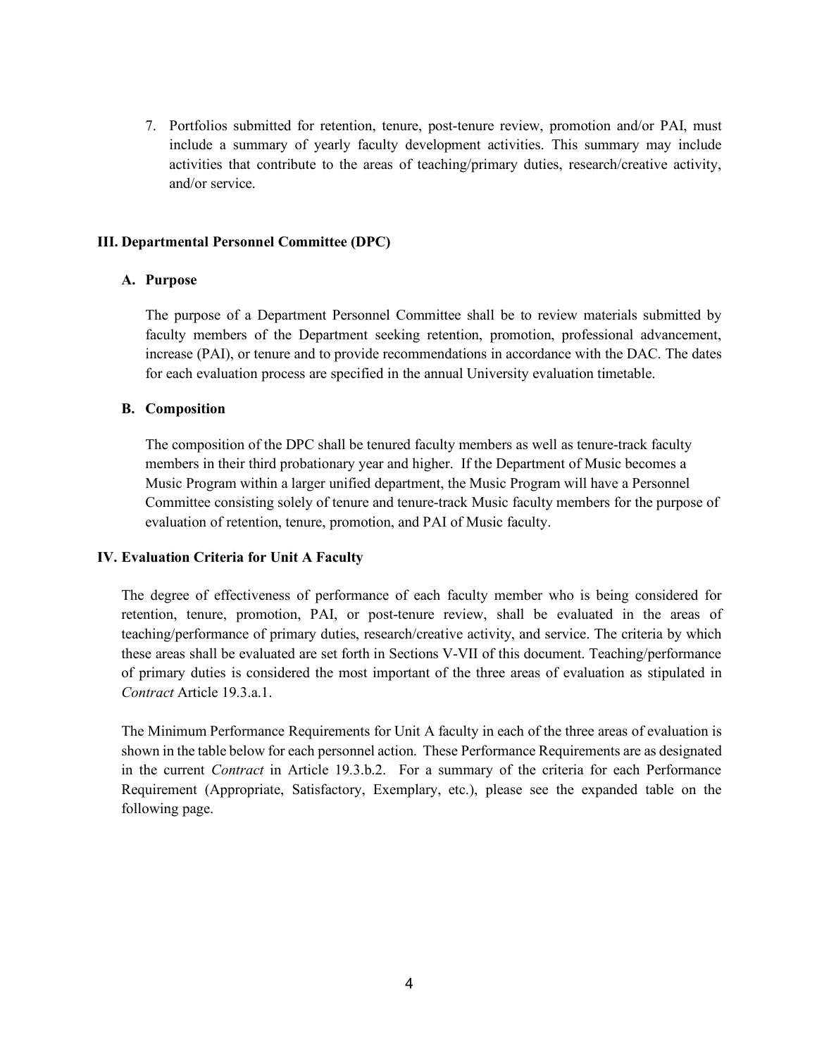7. Portfolios submitted for retention, tenure, post-tenure review, promotion and/or PAI, must include a summary of yearly faculty development activities. This summary may include activities that contribute to the areas of teaching/primary duties, research/creative activity, and/or service.

## III. Departmental Personnel Committee (DPC)

### A. Purpose

The purpose of a Department Personnel Committee shall be to review materials submitted by faculty members of the Department seeking retention, promotion, professional advancement, increase (PAI), or tenure and to provide recommendations in accordance with the DAC. The dates for each evaluation process are specified in the annual University evaluation timetable.

### B. Composition

The composition of the DPC shall be tenured faculty members as well as tenure-track faculty members in their third probationary year and higher. If the Department of Music becomes a Music Program within a larger unified department, the Music Program will have a Personnel Committee consisting solely of tenure and tenure-track Music faculty members for the purpose of evaluation of retention, tenure, promotion, and PAI of Music faculty.

## IV. Evaluation Criteria for Unit A Faculty

The degree of effectiveness of performance of each faculty member who is being considered for retention, tenure, promotion, PAI, or post-tenure review, shall be evaluated in the areas of teaching/performance of primary duties, research/creative activity, and service. The criteria by which these areas shall be evaluated are set forth in Sections V-VII of this document. Teaching/performance of primary duties is considered the most important of the three areas of evaluation as stipulated in *Contract* Article 19.3.a.1.

The Minimum Performance Requirements for Unit A faculty in each of the three areas of evaluation is shown in the table below for each personnel action. These Performance Requirements are as designated in the current *Contract* in Article 19.3.b.2. For a summary of the criteria for each Performance Requirement (Appropriate, Satisfactory, Exemplary, etc.), please see the expanded table on the following page.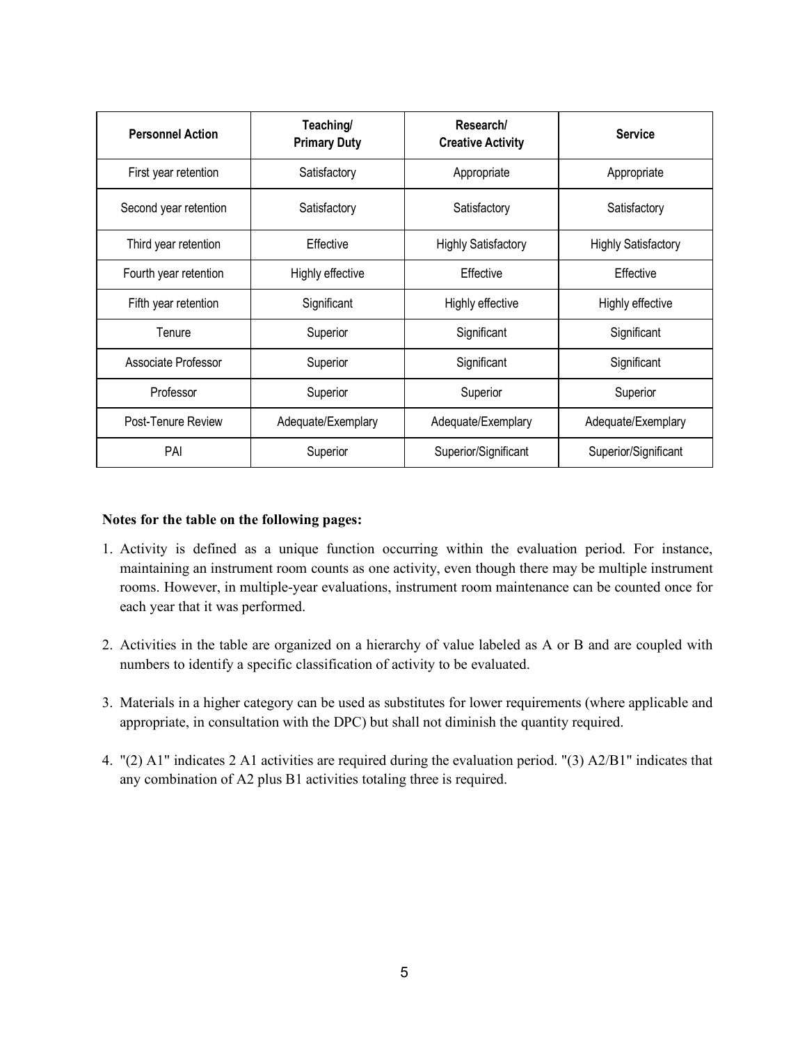| Personnel Action | Teaching/ Primary Duty | Research/ Creative Activity | Service |
|---|---|---|---|
| First year retention | Satisfactory | Appropriate | Appropriate |
| Second year retention | Satisfactory | Satisfactory | Satisfactory |
| Third year retention | Effective | Highly Satisfactory | Highly Satisfactory |
| Fourth year retention | Highly effective | Effective | Effective |
| Fifth year retention | Significant | Highly effective | Highly effective |
| Tenure | Superior | Significant | Significant |
| Associate Professor | Superior | Significant | Significant |
| Professor | Superior | Superior | Superior |
| Post-Tenure Review | Adequate/Exemplary | Adequate/Exemplary | Adequate/Exemplary |
| PAI | Superior | Superior/Significant | Superior/Significant |

**Notes for the table on the following pages:**

1. Activity is defined as a unique function occurring within the evaluation period. For instance, maintaining an instrument room counts as one activity, even though there may be multiple instrument rooms. However, in multiple-year evaluations, instrument room maintenance can be counted once for each year that it was performed.

2. Activities in the table are organized on a hierarchy of value labeled as A or B and are coupled with numbers to identify a specific classification of activity to be evaluated.

3. Materials in a higher category can be used as substitutes for lower requirements (where applicable and appropriate, in consultation with the DPC) but shall not diminish the quantity required.

4. "(2) A1" indicates 2 A1 activities are required during the evaluation period. "(3) A2/B1" indicates that any combination of A2 plus B1 activities totaling three is required.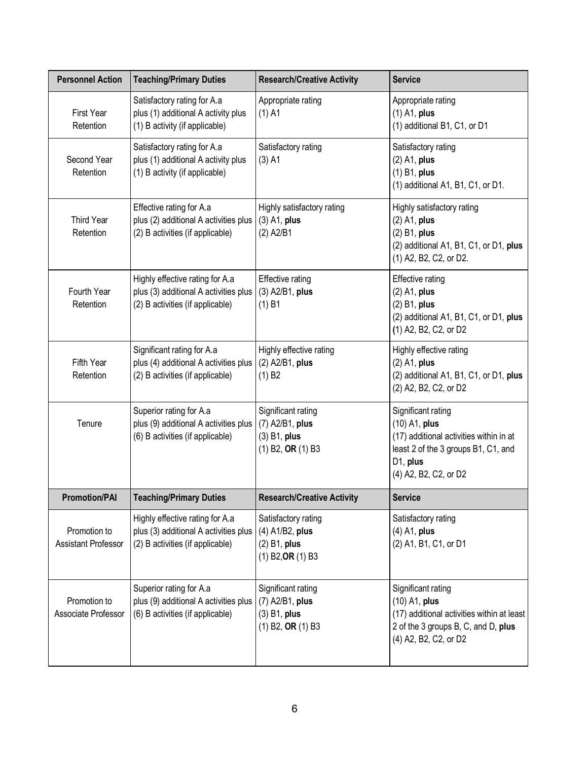| Personnel Action | Teaching/Primary Duties | Research/Creative Activity | Service |
|---|---|---|---|
| First Year Retention | Satisfactory rating for A.a plus (1) additional A activity plus (1) B activity (if applicable) | Appropriate rating<br>(1) A1 | Appropriate rating<br>(1) A1, **plus**<br>(1) additional B1, C1, or D1 |
| Second Year Retention | Satisfactory rating for A.a plus (1) additional A activity plus (1) B activity (if applicable) | Satisfactory rating<br>(3) A1 | Satisfactory rating<br>(2) A1, **plus**<br>(1) B1, **plus**<br>(1) additional A1, B1, C1, or D1. |
| Third Year Retention | Effective rating for A.a plus (2) additional A activities plus (2) B activities (if applicable) | Highly satisfactory rating<br>(3) A1, **plus**<br>(2) A2/B1 | Highly satisfactory rating<br>(2) A1, **plus**<br>(2) B1, **plus**<br>(2) additional A1, B1, C1, or D1, **plus**<br>(1) A2, B2, C2, or D2. |
| Fourth Year Retention | Highly effective rating for A.a plus (3) additional A activities plus (2) B activities (if applicable) | Effective rating<br>(3) A2/B1, **plus**<br>(1) B1 | Effective rating<br>(2) A1, **plus**<br>(2) B1, **plus**<br>(2) additional A1, B1, C1, or D1, **plus**<br>**(**1) A2, B2, C2, or D2 |
| Fifth Year Retention | Significant rating for A.a plus (4) additional A activities plus (2) B activities (if applicable) | Highly effective rating<br>(2) A2/B1, **plus**<br>(1) B2 | Highly effective rating<br>(2) A1, **plus**<br>(2) additional A1, B1, C1, or D1, **plus**<br>(2) A2, B2, C2, or D2 |
| Tenure | Superior rating for A.a plus (9) additional A activities plus (6) B activities (if applicable) | Significant rating<br>(7) A2/B1, **plus**<br>(3) B1, **plus**<br>(1) B2, **OR** (1) B3 | Significant rating<br>(10) A1, **plus**<br>(17) additional activities within in at least 2 of the 3 groups B1, C1, and D1, **plus**<br>(4) A2, B2, C2, or D2 |
| **Promotion/PAI** | **Teaching/Primary Duties** | **Research/Creative Activity** | **Service** |
| Promotion to Assistant Professor | Highly effective rating for A.a plus (3) additional A activities plus (2) B activities (if applicable) | Satisfactory rating<br>(4) A1/B2, **plus**<br>(2) B1, **plus**<br>(1) B2,**OR** (1) B3 | Satisfactory rating<br>(4) A1, **plus**<br>(2) A1, B1, C1, or D1 |
| Promotion to Associate Professor | Superior rating for A.a plus (9) additional A activities plus (6) B activities (if applicable) | Significant rating<br>(7) A2/B1, **plus**<br>(3) B1, **plus**<br>(1) B2, **OR** (1) B3 | Significant rating<br>(10) A1, **plus**<br>(17) additional activities within at least 2 of the 3 groups B, C, and D, **plus**<br>(4) A2, B2, C2, or D2 |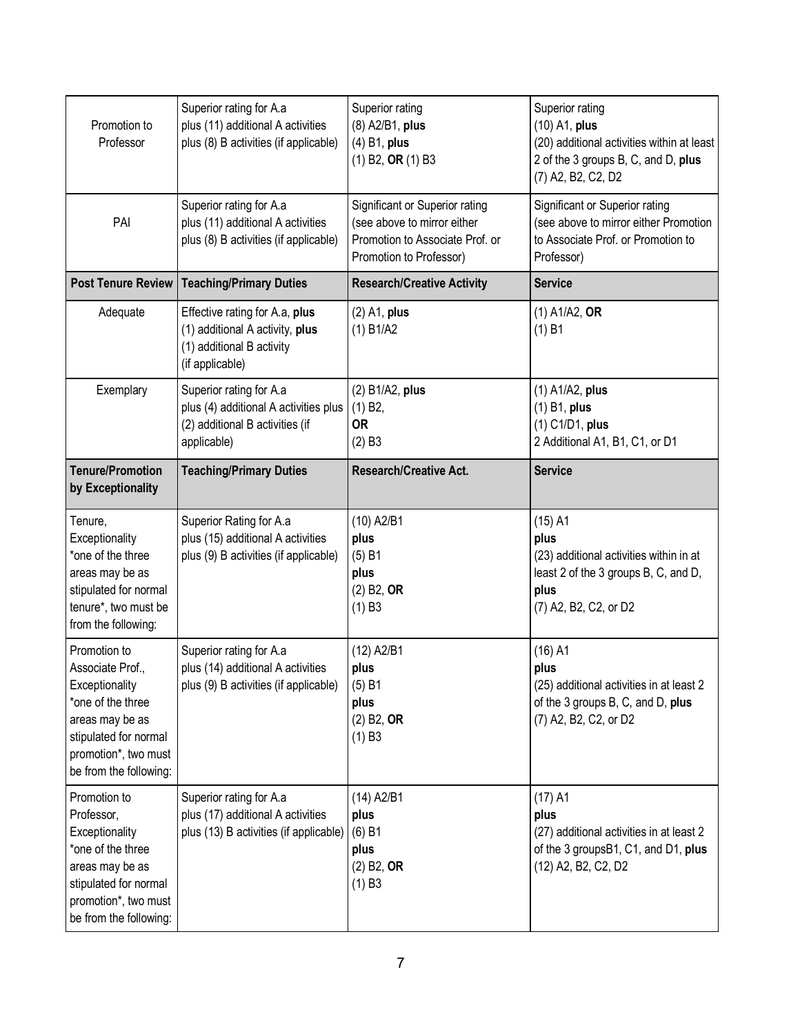| Promotion to Professor | Superior rating for A.a plus (11) additional A activities plus (8) B activities (if applicable) | Superior rating (8) A2/B1, **plus** (4) B1, **plus** (1) B2, **OR** (1) B3 | Superior rating (10) A1, **plus** (20) additional activities within at least 2 of the 3 groups B, C, and D, **plus** (7) A2, B2, C2, D2 |
|---|---|---|---|
| PAI | Superior rating for A.a plus (11) additional A activities plus (8) B activities (if applicable) | Significant or Superior rating (see above to mirror either Promotion to Associate Prof. or Promotion to Professor) | Significant or Superior rating (see above to mirror either Promotion to Associate Prof. or Promotion to Professor) |
| **Post Tenure Review** | **Teaching/Primary Duties** | **Research/Creative Activity** | **Service** |
| Adequate | Effective rating for A.a, **plus** (1) additional A activity, **plus** (1) additional B activity (if applicable) | (2) A1, **plus** (1) B1/A2 | (1) A1/A2, **OR** (1) B1 |
| Exemplary | Superior rating for A.a plus (4) additional A activities plus (2) additional B activities (if applicable) | (2) B1/A2, **plus** (1) B2, **OR** (2) B3 | (1) A1/A2, **plus** (1) B1, **plus** (1) C1/D1, **plus** 2 Additional A1, B1, C1, or D1 |
| **Tenure/Promotion by Exceptionality** | **Teaching/Primary Duties** | **Research/Creative Act.** | **Service** |
| Tenure, Exceptionality *one of the three areas may be as stipulated for normal tenure*, two must be from the following: | Superior Rating for A.a plus (15) additional A activities plus (9) B activities (if applicable) | (10) A2/B1 **plus** (5) B1 **plus** (2) B2, **OR** (1) B3 | (15) A1 **plus** (23) additional activities within in at least 2 of the 3 groups B, C, and D, **plus** (7) A2, B2, C2, or D2 |
| Promotion to Associate Prof., Exceptionality *one of the three areas may be as stipulated for normal promotion*, two must be from the following: | Superior rating for A.a plus (14) additional A activities plus (9) B activities (if applicable) | (12) A2/B1 **plus** (5) B1 **plus** (2) B2, **OR** (1) B3 | (16) A1 **plus** (25) additional activities in at least 2 of the 3 groups B, C, and D, **plus** (7) A2, B2, C2, or D2 |
| Promotion to Professor, Exceptionality *one of the three areas may be as stipulated for normal promotion*, two must be from the following: | Superior rating for A.a plus (17) additional A activities plus (13) B activities (if applicable) | (14) A2/B1 **plus** (6) B1 **plus** (2) B2, **OR** (1) B3 | (17) A1 **plus** (27) additional activities in at least 2 of the 3 groupsB1, C1, and D1, **plus** (12) A2, B2, C2, D2 |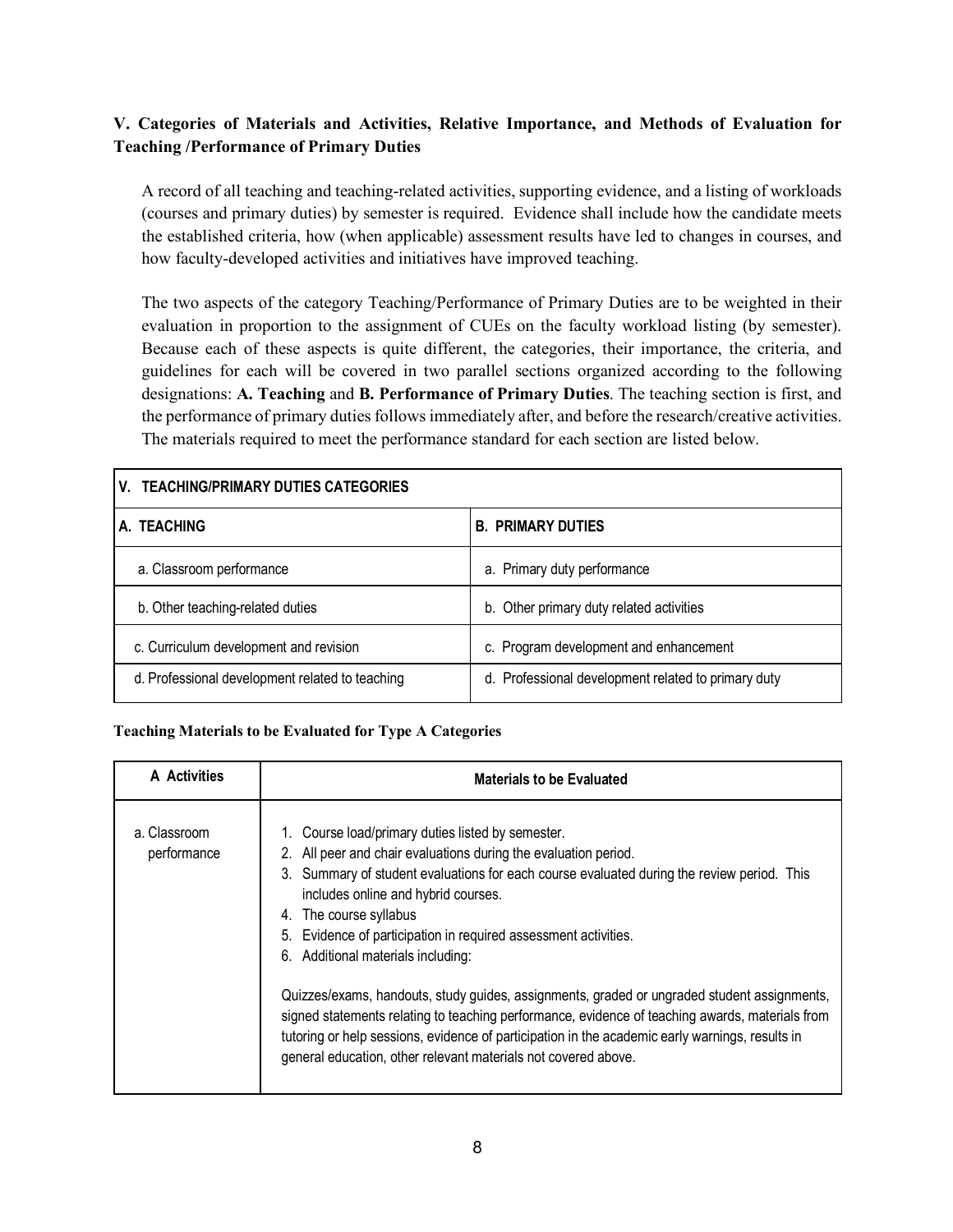### V. Categories of Materials and Activities, Relative Importance, and Methods of Evaluation for Teaching /Performance of Primary Duties

A record of all teaching and teaching-related activities, supporting evidence, and a listing of workloads (courses and primary duties) by semester is required. Evidence shall include how the candidate meets the established criteria, how (when applicable) assessment results have led to changes in courses, and how faculty-developed activities and initiatives have improved teaching.

The two aspects of the category Teaching/Performance of Primary Duties are to be weighted in their evaluation in proportion to the assignment of CUEs on the faculty workload listing (by semester). Because each of these aspects is quite different, the categories, their importance, the criteria, and guidelines for each will be covered in two parallel sections organized according to the following designations: **A. Teaching** and **B. Performance of Primary Duties**. The teaching section is first, and the performance of primary duties follows immediately after, and before the research/creative activities. The materials required to meet the performance standard for each section are listed below.

| V. TEACHING/PRIMARY DUTIES CATEGORIES | |
|---|---|
| **A. TEACHING** | **B. PRIMARY DUTIES** |
| a. Classroom performance | a. Primary duty performance |
| b. Other teaching-related duties | b. Other primary duty related activities |
| c. Curriculum development and revision | c. Program development and enhancement |
| d. Professional development related to teaching | d. Professional development related to primary duty |

**Teaching Materials to be Evaluated for Type A Categories**

| A Activities | Materials to be Evaluated |
|---|---|
| a. Classroom performance | 1. Course load/primary duties listed by semester.<br>2. All peer and chair evaluations during the evaluation period.<br>3. Summary of student evaluations for each course evaluated during the review period. This includes online and hybrid courses.<br>4. The course syllabus<br>5. Evidence of participation in required assessment activities.<br>6. Additional materials including:<br><br>Quizzes/exams, handouts, study guides, assignments, graded or ungraded student assignments, signed statements relating to teaching performance, evidence of teaching awards, materials from tutoring or help sessions, evidence of participation in the academic early warnings, results in general education, other relevant materials not covered above. |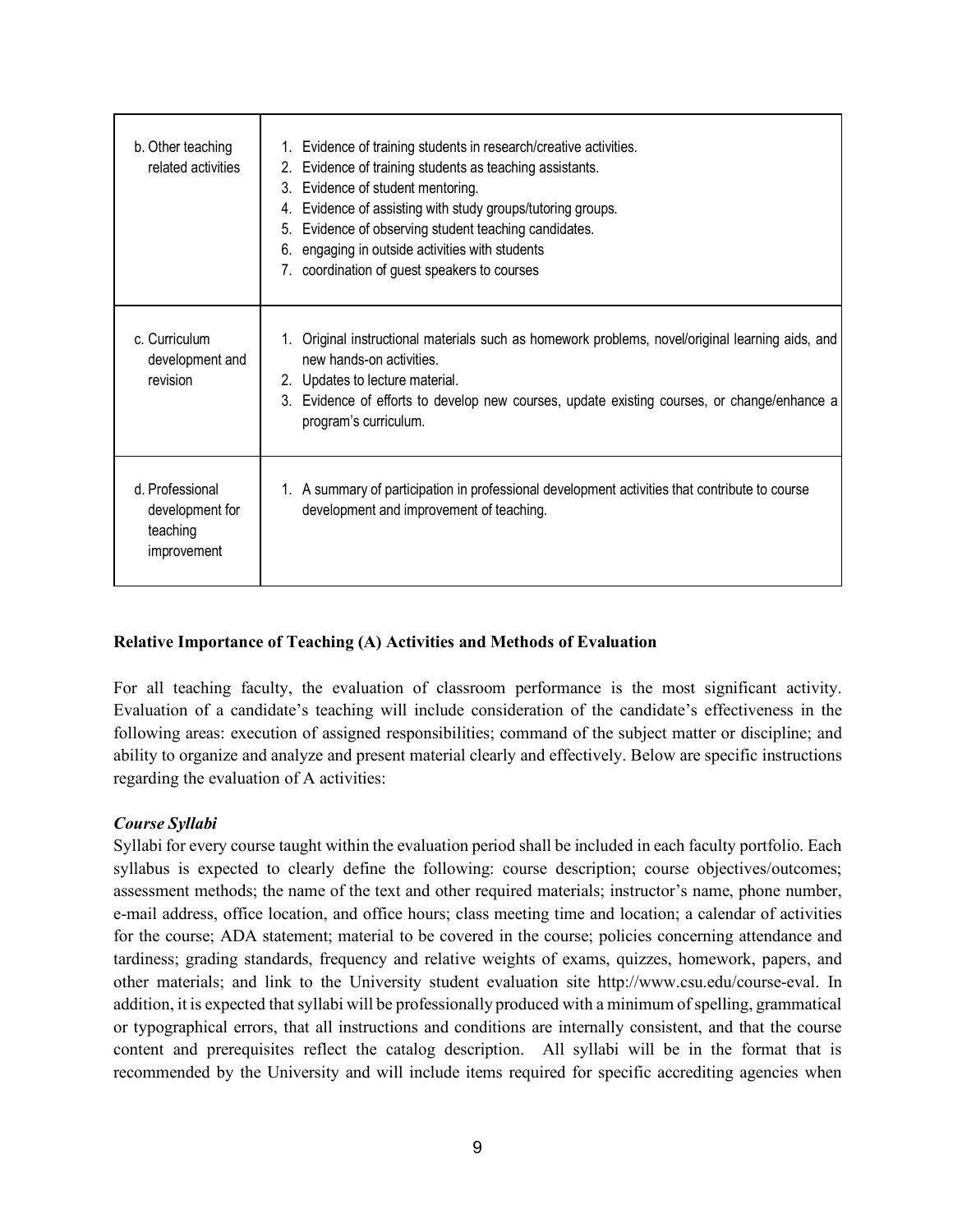| | |
|---|---|
| b. Other teaching related activities | 1. Evidence of training students in research/creative activities.<br>2. Evidence of training students as teaching assistants.<br>3. Evidence of student mentoring.<br>4. Evidence of assisting with study groups/tutoring groups.<br>5. Evidence of observing student teaching candidates.<br>6. engaging in outside activities with students<br>7. coordination of guest speakers to courses |
| c. Curriculum development and revision | 1. Original instructional materials such as homework problems, novel/original learning aids, and new hands-on activities.<br>2. Updates to lecture material.<br>3. Evidence of efforts to develop new courses, update existing courses, or change/enhance a program's curriculum. |
| d. Professional development for teaching improvement | 1. A summary of participation in professional development activities that contribute to course development and improvement of teaching. |

**Relative Importance of Teaching (A) Activities and Methods of Evaluation**

For all teaching faculty, the evaluation of classroom performance is the most significant activity. Evaluation of a candidate's teaching will include consideration of the candidate's effectiveness in the following areas: execution of assigned responsibilities; command of the subject matter or discipline; and ability to organize and analyze and present material clearly and effectively. Below are specific instructions regarding the evaluation of A activities:

***Course Syllabi***

Syllabi for every course taught within the evaluation period shall be included in each faculty portfolio. Each syllabus is expected to clearly define the following: course description; course objectives/outcomes; assessment methods; the name of the text and other required materials; instructor's name, phone number, e-mail address, office location, and office hours; class meeting time and location; a calendar of activities for the course; ADA statement; material to be covered in the course; policies concerning attendance and tardiness; grading standards, frequency and relative weights of exams, quizzes, homework, papers, and other materials; and link to the University student evaluation site http://www.csu.edu/course-eval. In addition, it is expected that syllabi will be professionally produced with a minimum of spelling, grammatical or typographical errors, that all instructions and conditions are internally consistent, and that the course content and prerequisites reflect the catalog description. All syllabi will be in the format that is recommended by the University and will include items required for specific accrediting agencies when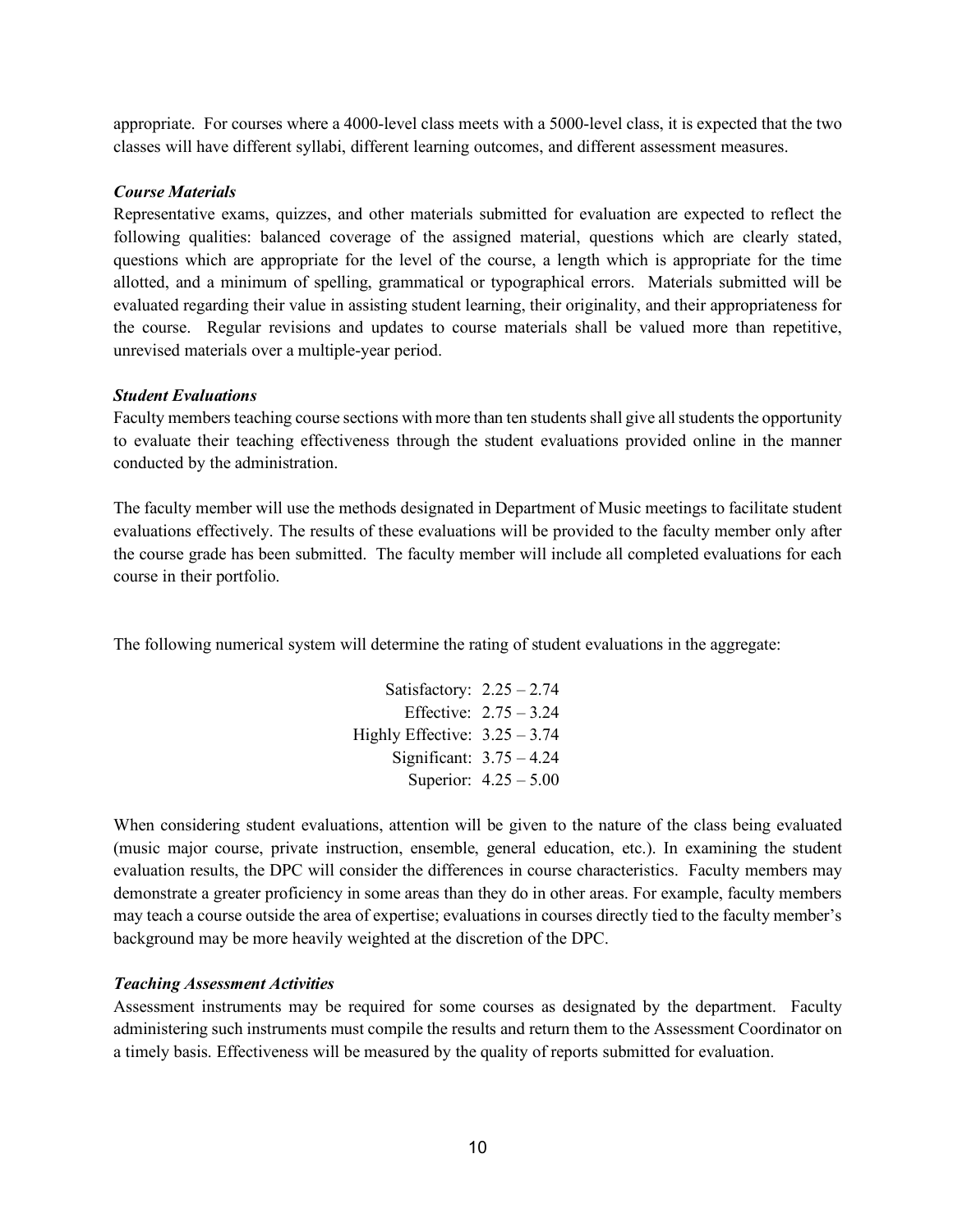appropriate. For courses where a 4000-level class meets with a 5000-level class, it is expected that the two classes will have different syllabi, different learning outcomes, and different assessment measures.

***Course Materials***

Representative exams, quizzes, and other materials submitted for evaluation are expected to reflect the following qualities: balanced coverage of the assigned material, questions which are clearly stated, questions which are appropriate for the level of the course, a length which is appropriate for the time allotted, and a minimum of spelling, grammatical or typographical errors. Materials submitted will be evaluated regarding their value in assisting student learning, their originality, and their appropriateness for the course. Regular revisions and updates to course materials shall be valued more than repetitive, unrevised materials over a multiple-year period.

***Student Evaluations***

Faculty members teaching course sections with more than ten students shall give all students the opportunity to evaluate their teaching effectiveness through the student evaluations provided online in the manner conducted by the administration.

The faculty member will use the methods designated in Department of Music meetings to facilitate student evaluations effectively. The results of these evaluations will be provided to the faculty member only after the course grade has been submitted. The faculty member will include all completed evaluations for each course in their portfolio.

The following numerical system will determine the rating of student evaluations in the aggregate:

| Rating | Range |
|---|---|
| Satisfactory: | 2.25 – 2.74 |
| Effective: | 2.75 – 3.24 |
| Highly Effective: | 3.25 – 3.74 |
| Significant: | 3.75 – 4.24 |
| Superior: | 4.25 – 5.00 |

When considering student evaluations, attention will be given to the nature of the class being evaluated (music major course, private instruction, ensemble, general education, etc.). In examining the student evaluation results, the DPC will consider the differences in course characteristics. Faculty members may demonstrate a greater proficiency in some areas than they do in other areas. For example, faculty members may teach a course outside the area of expertise; evaluations in courses directly tied to the faculty member's background may be more heavily weighted at the discretion of the DPC.

***Teaching Assessment Activities***

Assessment instruments may be required for some courses as designated by the department. Faculty administering such instruments must compile the results and return them to the Assessment Coordinator on a timely basis. Effectiveness will be measured by the quality of reports submitted for evaluation.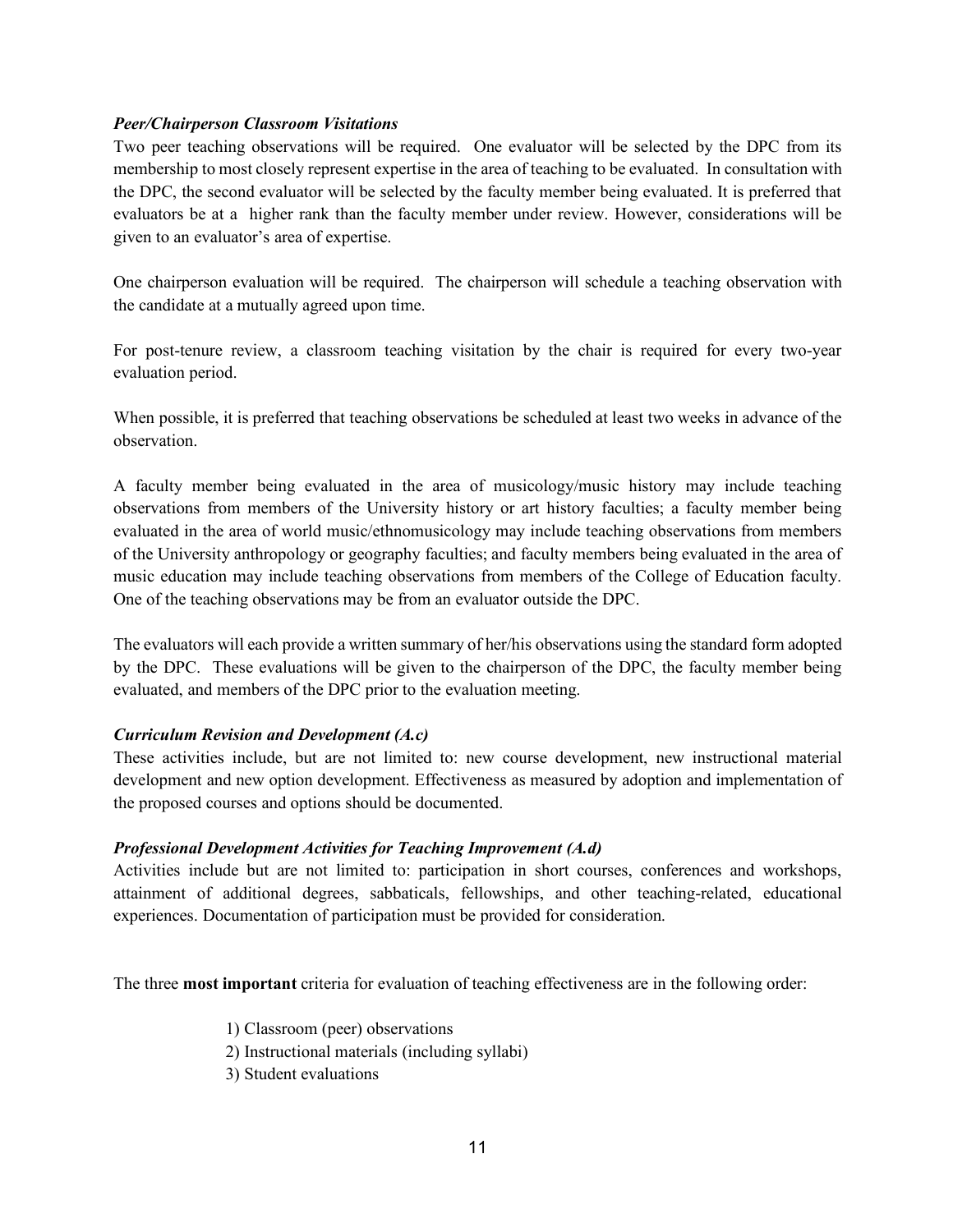***Peer/Chairperson Classroom Visitations***

Two peer teaching observations will be required. One evaluator will be selected by the DPC from its membership to most closely represent expertise in the area of teaching to be evaluated. In consultation with the DPC, the second evaluator will be selected by the faculty member being evaluated. It is preferred that evaluators be at a higher rank than the faculty member under review. However, considerations will be given to an evaluator's area of expertise.

One chairperson evaluation will be required. The chairperson will schedule a teaching observation with the candidate at a mutually agreed upon time.

For post-tenure review, a classroom teaching visitation by the chair is required for every two-year evaluation period.

When possible, it is preferred that teaching observations be scheduled at least two weeks in advance of the observation.

A faculty member being evaluated in the area of musicology/music history may include teaching observations from members of the University history or art history faculties; a faculty member being evaluated in the area of world music/ethnomusicology may include teaching observations from members of the University anthropology or geography faculties; and faculty members being evaluated in the area of music education may include teaching observations from members of the College of Education faculty. One of the teaching observations may be from an evaluator outside the DPC.

The evaluators will each provide a written summary of her/his observations using the standard form adopted by the DPC. These evaluations will be given to the chairperson of the DPC, the faculty member being evaluated, and members of the DPC prior to the evaluation meeting.

***Curriculum Revision and Development (A.c)***

These activities include, but are not limited to: new course development, new instructional material development and new option development. Effectiveness as measured by adoption and implementation of the proposed courses and options should be documented.

***Professional Development Activities for Teaching Improvement (A.d)***

Activities include but are not limited to: participation in short courses, conferences and workshops, attainment of additional degrees, sabbaticals, fellowships, and other teaching-related, educational experiences. Documentation of participation must be provided for consideration.

The three **most important** criteria for evaluation of teaching effectiveness are in the following order:

1) Classroom (peer) observations
2) Instructional materials (including syllabi)
3) Student evaluations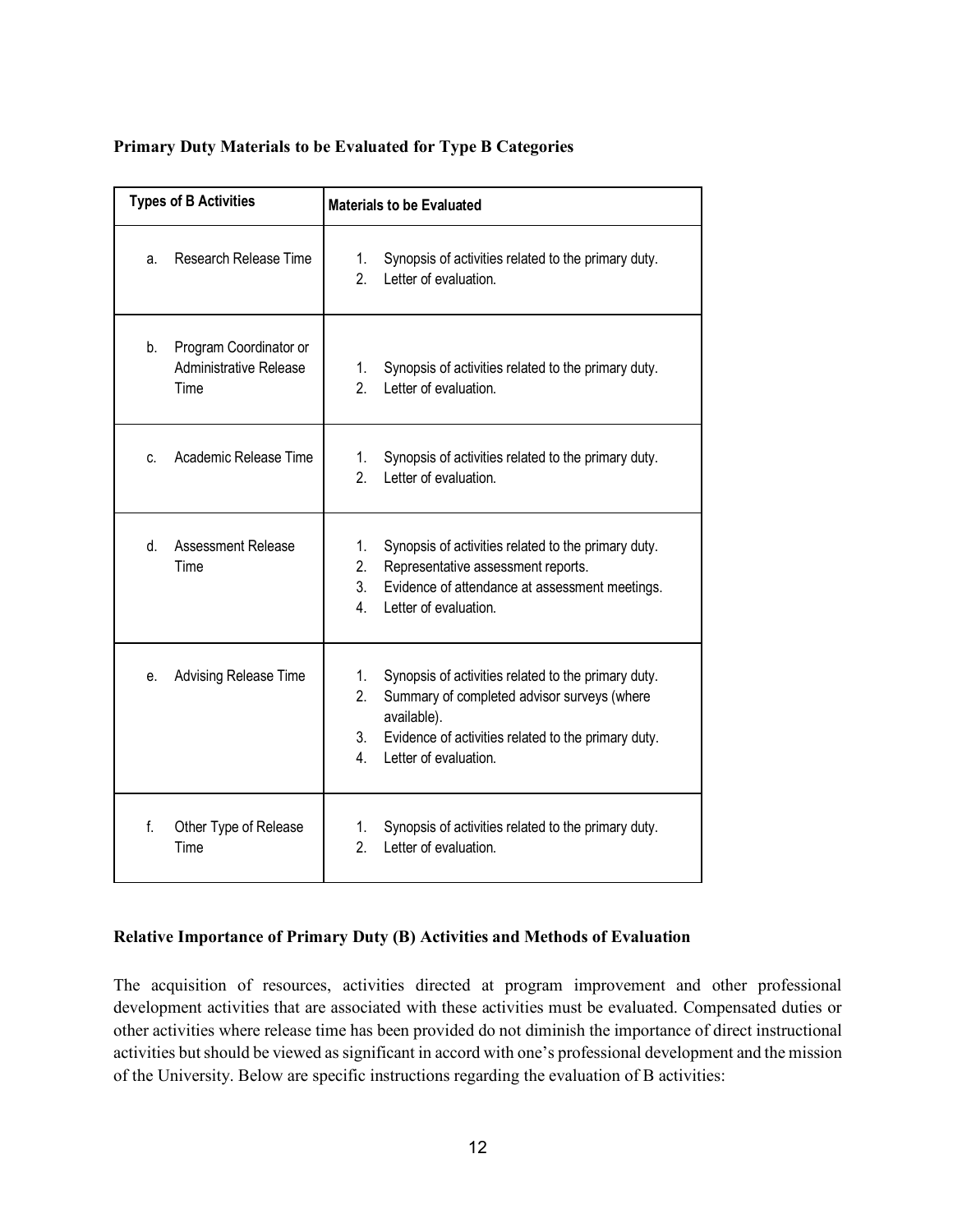**Primary Duty Materials to be Evaluated for Type B Categories**

| Types of B Activities | Materials to be Evaluated |
|---|---|
| a. Research Release Time | 1. Synopsis of activities related to the primary duty.<br>2. Letter of evaluation. |
| b. Program Coordinator or Administrative Release Time | 1. Synopsis of activities related to the primary duty.<br>2. Letter of evaluation. |
| c. Academic Release Time | 1. Synopsis of activities related to the primary duty.<br>2. Letter of evaluation. |
| d. Assessment Release Time | 1. Synopsis of activities related to the primary duty.<br>2. Representative assessment reports.<br>3. Evidence of attendance at assessment meetings.<br>4. Letter of evaluation. |
| e. Advising Release Time | 1. Synopsis of activities related to the primary duty.<br>2. Summary of completed advisor surveys (where available).<br>3. Evidence of activities related to the primary duty.<br>4. Letter of evaluation. |
| f. Other Type of Release Time | 1. Synopsis of activities related to the primary duty.<br>2. Letter of evaluation. |

**Relative Importance of Primary Duty (B) Activities and Methods of Evaluation**

The acquisition of resources, activities directed at program improvement and other professional development activities that are associated with these activities must be evaluated. Compensated duties or other activities where release time has been provided do not diminish the importance of direct instructional activities but should be viewed as significant in accord with one's professional development and the mission of the University. Below are specific instructions regarding the evaluation of B activities: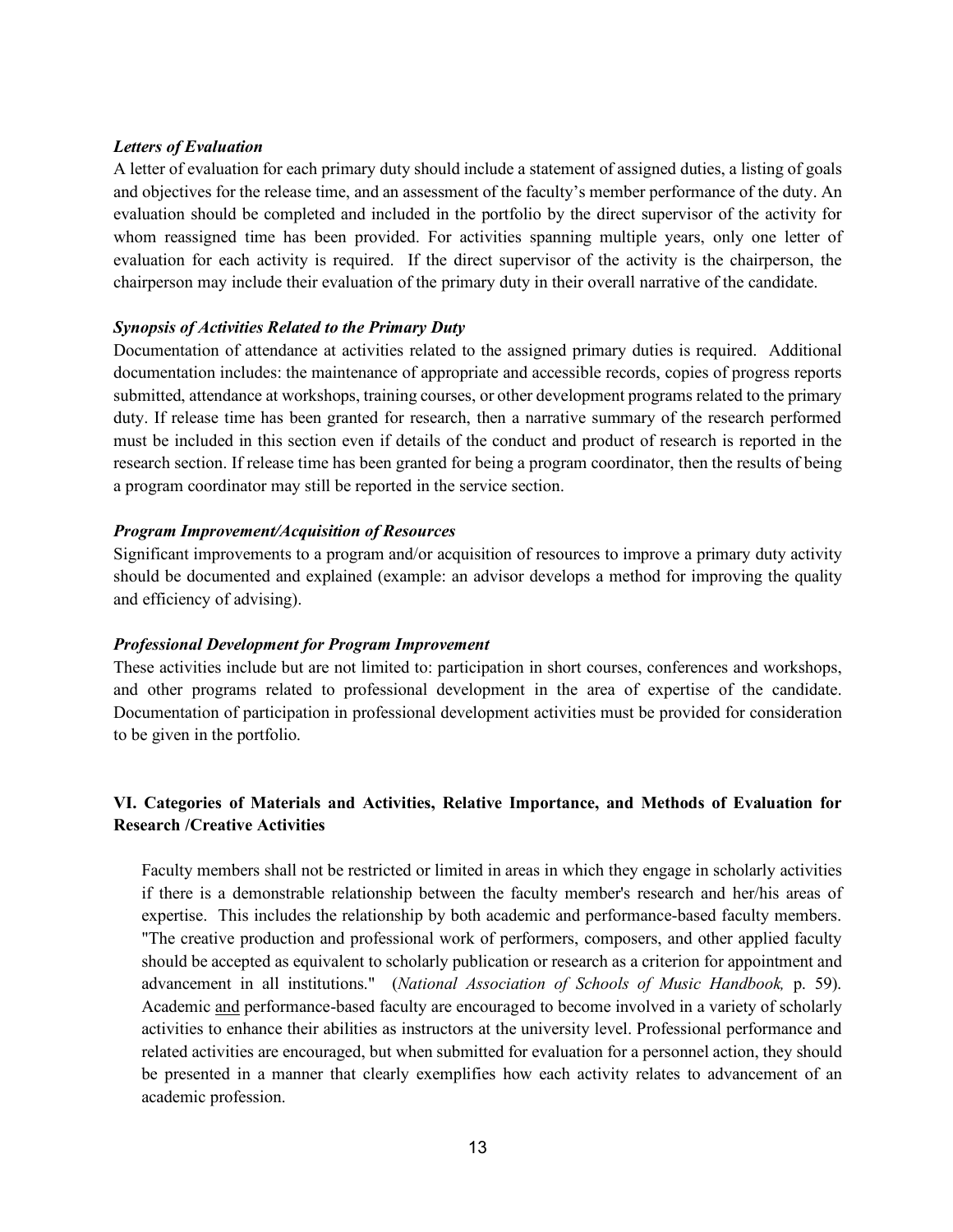***Letters of Evaluation***

A letter of evaluation for each primary duty should include a statement of assigned duties, a listing of goals and objectives for the release time, and an assessment of the faculty's member performance of the duty. An evaluation should be completed and included in the portfolio by the direct supervisor of the activity for whom reassigned time has been provided. For activities spanning multiple years, only one letter of evaluation for each activity is required. If the direct supervisor of the activity is the chairperson, the chairperson may include their evaluation of the primary duty in their overall narrative of the candidate.

***Synopsis of Activities Related to the Primary Duty***

Documentation of attendance at activities related to the assigned primary duties is required. Additional documentation includes: the maintenance of appropriate and accessible records, copies of progress reports submitted, attendance at workshops, training courses, or other development programs related to the primary duty. If release time has been granted for research, then a narrative summary of the research performed must be included in this section even if details of the conduct and product of research is reported in the research section. If release time has been granted for being a program coordinator, then the results of being a program coordinator may still be reported in the service section.

***Program Improvement/Acquisition of Resources***

Significant improvements to a program and/or acquisition of resources to improve a primary duty activity should be documented and explained (example: an advisor develops a method for improving the quality and efficiency of advising).

***Professional Development for Program Improvement***

These activities include but are not limited to: participation in short courses, conferences and workshops, and other programs related to professional development in the area of expertise of the candidate. Documentation of participation in professional development activities must be provided for consideration to be given in the portfolio.

## VI. Categories of Materials and Activities, Relative Importance, and Methods of Evaluation for Research /Creative Activities

Faculty members shall not be restricted or limited in areas in which they engage in scholarly activities if there is a demonstrable relationship between the faculty member's research and her/his areas of expertise. This includes the relationship by both academic and performance-based faculty members. "The creative production and professional work of performers, composers, and other applied faculty should be accepted as equivalent to scholarly publication or research as a criterion for appointment and advancement in all institutions." (*National Association of Schools of Music Handbook,* p. 59). Academic <u>and</u> performance-based faculty are encouraged to become involved in a variety of scholarly activities to enhance their abilities as instructors at the university level. Professional performance and related activities are encouraged, but when submitted for evaluation for a personnel action, they should be presented in a manner that clearly exemplifies how each activity relates to advancement of an academic profession.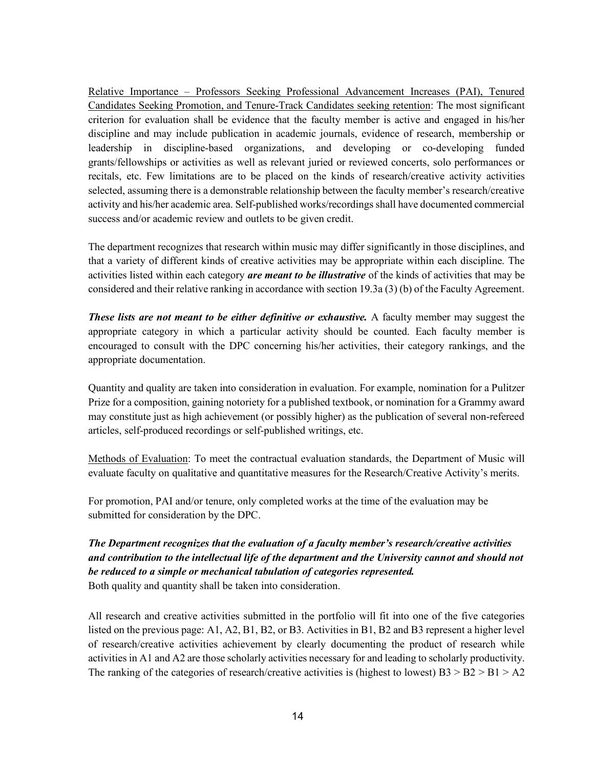<u>Relative Importance – Professors Seeking Professional Advancement Increases (PAI), Tenured Candidates Seeking Promotion, and Tenure-Track Candidates seeking retention</u>: The most significant criterion for evaluation shall be evidence that the faculty member is active and engaged in his/her discipline and may include publication in academic journals, evidence of research, membership or leadership in discipline-based organizations, and developing or co-developing funded grants/fellowships or activities as well as relevant juried or reviewed concerts, solo performances or recitals, etc. Few limitations are to be placed on the kinds of research/creative activity activities selected, assuming there is a demonstrable relationship between the faculty member's research/creative activity and his/her academic area. Self-published works/recordings shall have documented commercial success and/or academic review and outlets to be given credit.

The department recognizes that research within music may differ significantly in those disciplines, and that a variety of different kinds of creative activities may be appropriate within each discipline. The activities listed within each category ***are meant to be illustrative*** of the kinds of activities that may be considered and their relative ranking in accordance with section 19.3a (3) (b) of the Faculty Agreement.

***These lists are not meant to be either definitive or exhaustive.*** A faculty member may suggest the appropriate category in which a particular activity should be counted. Each faculty member is encouraged to consult with the DPC concerning his/her activities, their category rankings, and the appropriate documentation.

Quantity and quality are taken into consideration in evaluation. For example, nomination for a Pulitzer Prize for a composition, gaining notoriety for a published textbook, or nomination for a Grammy award may constitute just as high achievement (or possibly higher) as the publication of several non-refereed articles, self-produced recordings or self-published writings, etc.

<u>Methods of Evaluation</u>: To meet the contractual evaluation standards, the Department of Music will evaluate faculty on qualitative and quantitative measures for the Research/Creative Activity's merits.

For promotion, PAI and/or tenure, only completed works at the time of the evaluation may be submitted for consideration by the DPC.

***The Department recognizes that the evaluation of a faculty member's research/creative activities and contribution to the intellectual life of the department and the University cannot and should not be reduced to a simple or mechanical tabulation of categories represented.***
Both quality and quantity shall be taken into consideration.

All research and creative activities submitted in the portfolio will fit into one of the five categories listed on the previous page: A1, A2, B1, B2, or B3. Activities in B1, B2 and B3 represent a higher level of research/creative activities achievement by clearly documenting the product of research while activities in A1 and A2 are those scholarly activities necessary for and leading to scholarly productivity. The ranking of the categories of research/creative activities is (highest to lowest) B3 > B2 > B1 > A2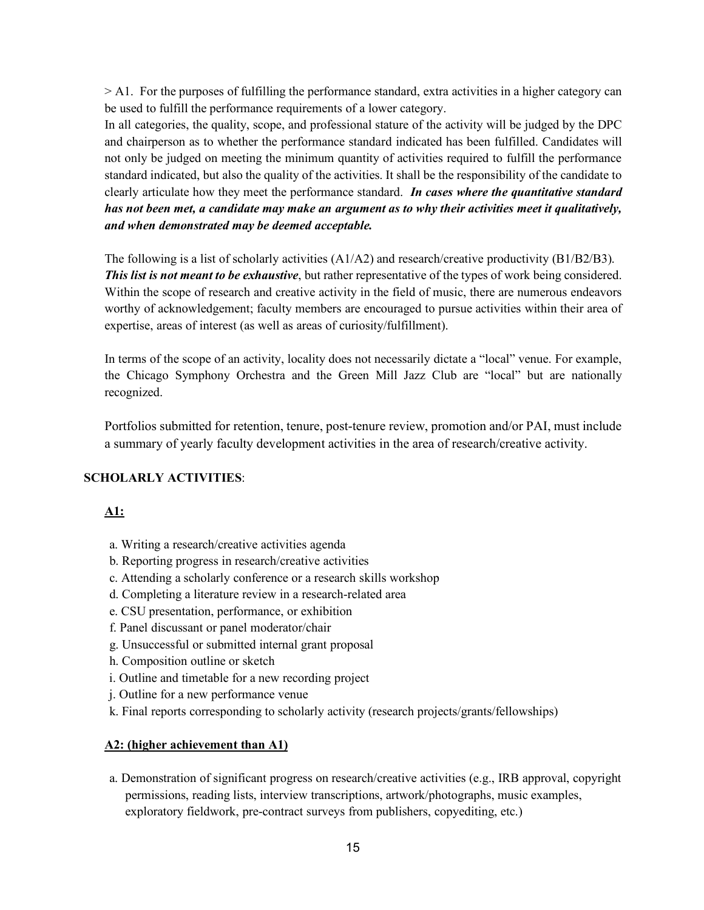> A1. For the purposes of fulfilling the performance standard, extra activities in a higher category can be used to fulfill the performance requirements of a lower category.

In all categories, the quality, scope, and professional stature of the activity will be judged by the DPC and chairperson as to whether the performance standard indicated has been fulfilled. Candidates will not only be judged on meeting the minimum quantity of activities required to fulfill the performance standard indicated, but also the quality of the activities. It shall be the responsibility of the candidate to clearly articulate how they meet the performance standard. ***In cases where the quantitative standard has not been met, a candidate may make an argument as to why their activities meet it qualitatively, and when demonstrated may be deemed acceptable.***

The following is a list of scholarly activities (A1/A2) and research/creative productivity (B1/B2/B3). ***This list is not meant to be exhaustive***, but rather representative of the types of work being considered. Within the scope of research and creative activity in the field of music, there are numerous endeavors worthy of acknowledgement; faculty members are encouraged to pursue activities within their area of expertise, areas of interest (as well as areas of curiosity/fulfillment).

In terms of the scope of an activity, locality does not necessarily dictate a "local" venue. For example, the Chicago Symphony Orchestra and the Green Mill Jazz Club are "local" but are nationally recognized.

Portfolios submitted for retention, tenure, post-tenure review, promotion and/or PAI, must include a summary of yearly faculty development activities in the area of research/creative activity.

**SCHOLARLY ACTIVITIES**:

**<u>A1:</u>**

a. Writing a research/creative activities agenda
b. Reporting progress in research/creative activities
c. Attending a scholarly conference or a research skills workshop
d. Completing a literature review in a research-related area
e. CSU presentation, performance, or exhibition
f. Panel discussant or panel moderator/chair
g. Unsuccessful or submitted internal grant proposal
h. Composition outline or sketch
i. Outline and timetable for a new recording project
j. Outline for a new performance venue
k. Final reports corresponding to scholarly activity (research projects/grants/fellowships)

**<u>A2: (higher achievement than A1)</u>**

a. Demonstration of significant progress on research/creative activities (e.g., IRB approval, copyright permissions, reading lists, interview transcriptions, artwork/photographs, music examples, exploratory fieldwork, pre-contract surveys from publishers, copyediting, etc.)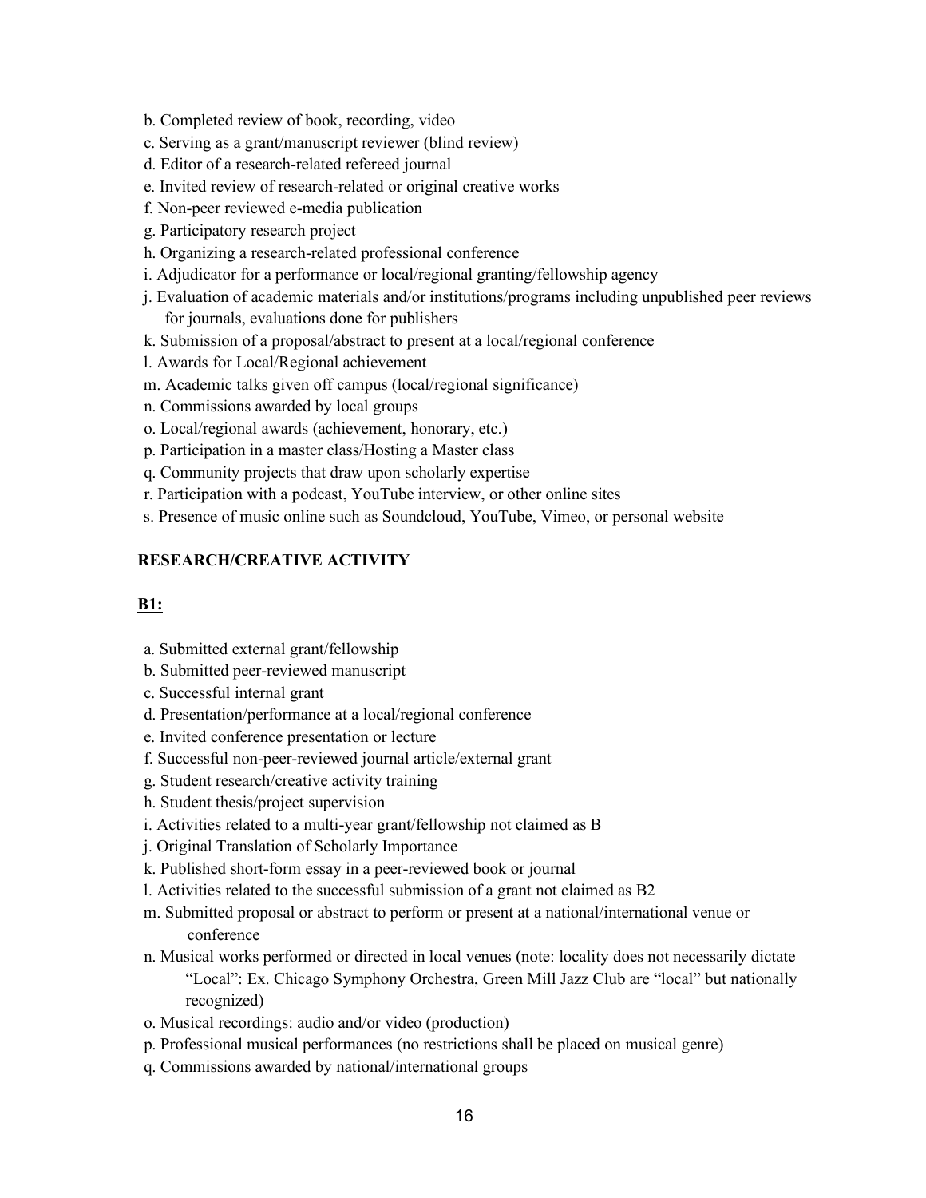b. Completed review of book, recording, video
c. Serving as a grant/manuscript reviewer (blind review)
d. Editor of a research-related refereed journal
e. Invited review of research-related or original creative works
f. Non-peer reviewed e-media publication
g. Participatory research project
h. Organizing a research-related professional conference
i. Adjudicator for a performance or local/regional granting/fellowship agency
j. Evaluation of academic materials and/or institutions/programs including unpublished peer reviews for journals, evaluations done for publishers
k. Submission of a proposal/abstract to present at a local/regional conference
l. Awards for Local/Regional achievement
m. Academic talks given off campus (local/regional significance)
n. Commissions awarded by local groups
o. Local/regional awards (achievement, honorary, etc.)
p. Participation in a master class/Hosting a Master class
q. Community projects that draw upon scholarly expertise
r. Participation with a podcast, YouTube interview, or other online sites
s. Presence of music online such as Soundcloud, YouTube, Vimeo, or personal website

**RESEARCH/CREATIVE ACTIVITY**

**B1:**

a. Submitted external grant/fellowship
b. Submitted peer-reviewed manuscript
c. Successful internal grant
d. Presentation/performance at a local/regional conference
e. Invited conference presentation or lecture
f. Successful non-peer-reviewed journal article/external grant
g. Student research/creative activity training
h. Student thesis/project supervision
i. Activities related to a multi-year grant/fellowship not claimed as B
j. Original Translation of Scholarly Importance
k. Published short-form essay in a peer-reviewed book or journal
l. Activities related to the successful submission of a grant not claimed as B2
m. Submitted proposal or abstract to perform or present at a national/international venue or conference
n. Musical works performed or directed in local venues (note: locality does not necessarily dictate "Local": Ex. Chicago Symphony Orchestra, Green Mill Jazz Club are "local" but nationally recognized)
o. Musical recordings: audio and/or video (production)
p. Professional musical performances (no restrictions shall be placed on musical genre)
q. Commissions awarded by national/international groups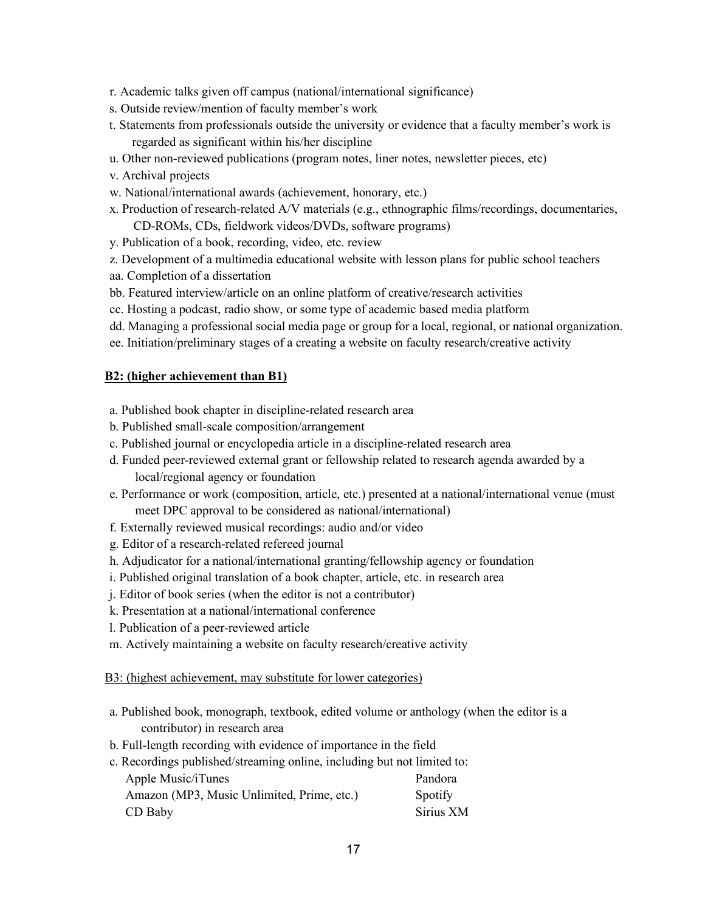r. Academic talks given off campus (national/international significance)
s. Outside review/mention of faculty member's work
t. Statements from professionals outside the university or evidence that a faculty member's work is regarded as significant within his/her discipline
u. Other non-reviewed publications (program notes, liner notes, newsletter pieces, etc)
v. Archival projects
w. National/international awards (achievement, honorary, etc.)
x. Production of research-related A/V materials (e.g., ethnographic films/recordings, documentaries, CD-ROMs, CDs, fieldwork videos/DVDs, software programs)
y. Publication of a book, recording, video, etc. review
z. Development of a multimedia educational website with lesson plans for public school teachers
aa. Completion of a dissertation
bb. Featured interview/article on an online platform of creative/research activities
cc. Hosting a podcast, radio show, or some type of academic based media platform
dd. Managing a professional social media page or group for a local, regional, or national organization.
ee. Initiation/preliminary stages of a creating a website on faculty research/creative activity

**B2: (higher achievement than B1)**

a. Published book chapter in discipline-related research area
b. Published small-scale composition/arrangement
c. Published journal or encyclopedia article in a discipline-related research area
d. Funded peer-reviewed external grant or fellowship related to research agenda awarded by a local/regional agency or foundation
e. Performance or work (composition, article, etc.) presented at a national/international venue (must meet DPC approval to be considered as national/international)
f. Externally reviewed musical recordings: audio and/or video
g. Editor of a research-related refereed journal
h. Adjudicator for a national/international granting/fellowship agency or foundation
i. Published original translation of a book chapter, article, etc. in research area
j. Editor of book series (when the editor is not a contributor)
k. Presentation at a national/international conference
l. Publication of a peer-reviewed article
m. Actively maintaining a website on faculty research/creative activity

B3: (highest achievement, may substitute for lower categories)

a. Published book, monograph, textbook, edited volume or anthology (when the editor is a contributor) in research area
b. Full-length recording with evidence of importance in the field
c. Recordings published/streaming online, including but not limited to:

| | |
|---|---|
| Apple Music/iTunes | Pandora |
| Amazon (MP3, Music Unlimited, Prime, etc.) | Spotify |
| CD Baby | Sirius XM |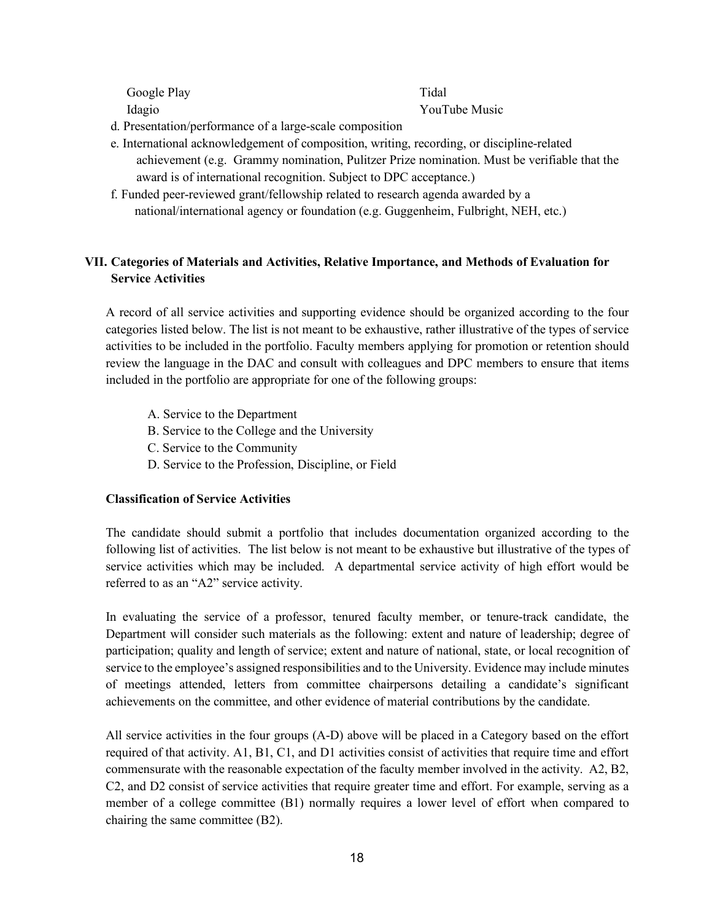Google Play
Idagio
Tidal
YouTube Music

d. Presentation/performance of a large-scale composition

e. International acknowledgement of composition, writing, recording, or discipline-related achievement (e.g. Grammy nomination, Pulitzer Prize nomination. Must be verifiable that the award is of international recognition. Subject to DPC acceptance.)

f. Funded peer-reviewed grant/fellowship related to research agenda awarded by a national/international agency or foundation (e.g. Guggenheim, Fulbright, NEH, etc.)

## VII. Categories of Materials and Activities, Relative Importance, and Methods of Evaluation for Service Activities

A record of all service activities and supporting evidence should be organized according to the four categories listed below. The list is not meant to be exhaustive, rather illustrative of the types of service activities to be included in the portfolio. Faculty members applying for promotion or retention should review the language in the DAC and consult with colleagues and DPC members to ensure that items included in the portfolio are appropriate for one of the following groups:

A. Service to the Department
B. Service to the College and the University
C. Service to the Community
D. Service to the Profession, Discipline, or Field

### Classification of Service Activities

The candidate should submit a portfolio that includes documentation organized according to the following list of activities. The list below is not meant to be exhaustive but illustrative of the types of service activities which may be included. A departmental service activity of high effort would be referred to as an "A2" service activity.

In evaluating the service of a professor, tenured faculty member, or tenure-track candidate, the Department will consider such materials as the following: extent and nature of leadership; degree of participation; quality and length of service; extent and nature of national, state, or local recognition of service to the employee's assigned responsibilities and to the University. Evidence may include minutes of meetings attended, letters from committee chairpersons detailing a candidate's significant achievements on the committee, and other evidence of material contributions by the candidate.

All service activities in the four groups (A-D) above will be placed in a Category based on the effort required of that activity. A1, B1, C1, and D1 activities consist of activities that require time and effort commensurate with the reasonable expectation of the faculty member involved in the activity. A2, B2, C2, and D2 consist of service activities that require greater time and effort. For example, serving as a member of a college committee (B1) normally requires a lower level of effort when compared to chairing the same committee (B2).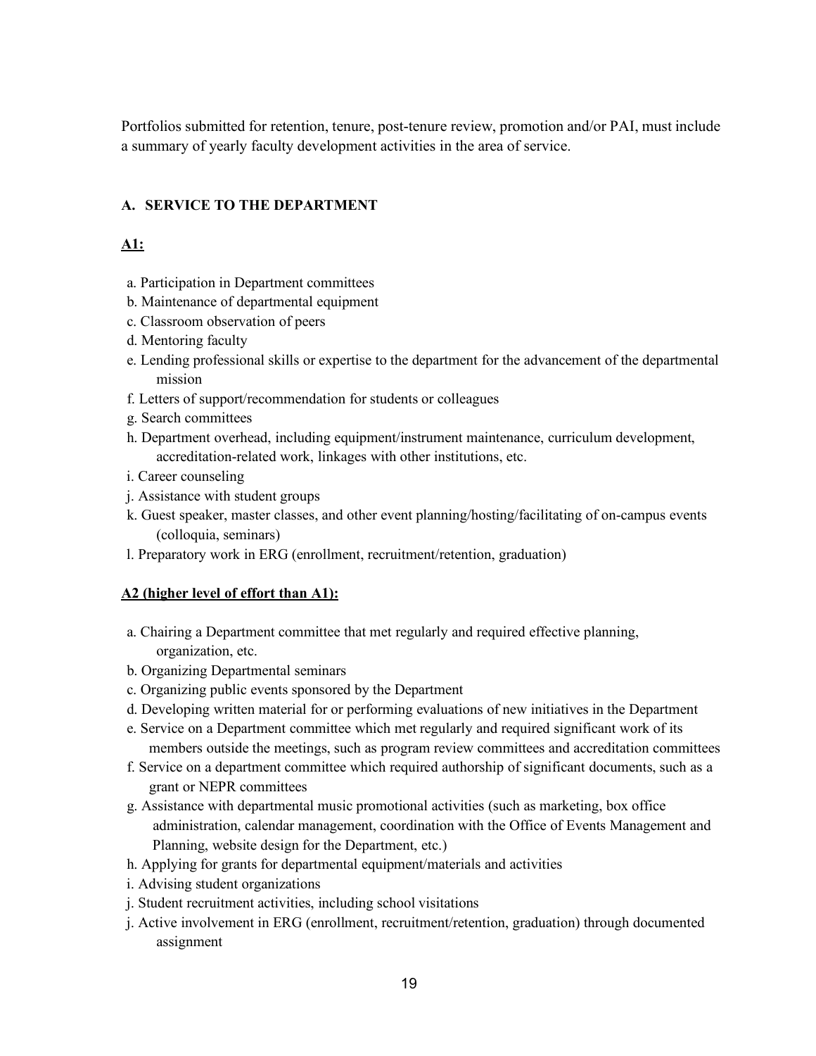Portfolios submitted for retention, tenure, post-tenure review, promotion and/or PAI, must include a summary of yearly faculty development activities in the area of service.

### A. SERVICE TO THE DEPARTMENT

**<u>A1:</u>**

a. Participation in Department committees
b. Maintenance of departmental equipment
c. Classroom observation of peers
d. Mentoring faculty
e. Lending professional skills or expertise to the department for the advancement of the departmental mission
f. Letters of support/recommendation for students or colleagues
g. Search committees
h. Department overhead, including equipment/instrument maintenance, curriculum development, accreditation-related work, linkages with other institutions, etc.
i. Career counseling
j. Assistance with student groups
k. Guest speaker, master classes, and other event planning/hosting/facilitating of on-campus events (colloquia, seminars)
l. Preparatory work in ERG (enrollment, recruitment/retention, graduation)

**<u>A2 (higher level of effort than A1):</u>**

a. Chairing a Department committee that met regularly and required effective planning, organization, etc.
b. Organizing Departmental seminars
c. Organizing public events sponsored by the Department
d. Developing written material for or performing evaluations of new initiatives in the Department
e. Service on a Department committee which met regularly and required significant work of its members outside the meetings, such as program review committees and accreditation committees
f. Service on a department committee which required authorship of significant documents, such as a grant or NEPR committees
g. Assistance with departmental music promotional activities (such as marketing, box office administration, calendar management, coordination with the Office of Events Management and Planning, website design for the Department, etc.)
h. Applying for grants for departmental equipment/materials and activities
i. Advising student organizations
j. Student recruitment activities, including school visitations
j. Active involvement in ERG (enrollment, recruitment/retention, graduation) through documented assignment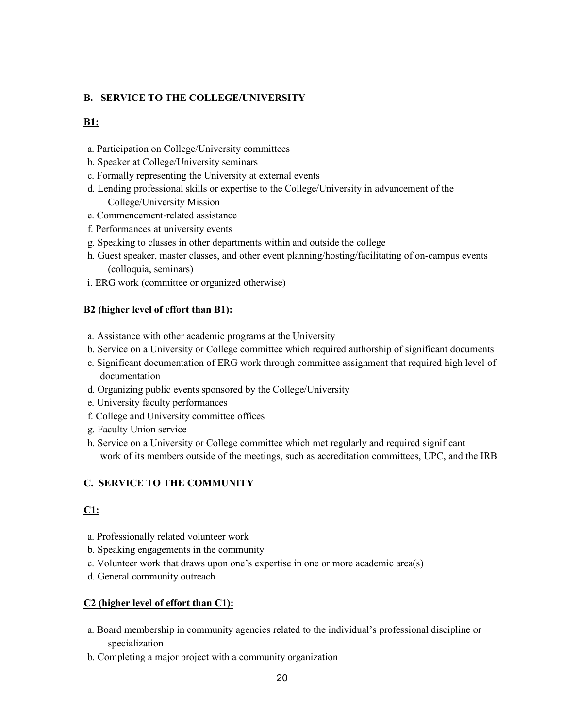**B. SERVICE TO THE COLLEGE/UNIVERSITY**

**B1:**

a. Participation on College/University committees
b. Speaker at College/University seminars
c. Formally representing the University at external events
d. Lending professional skills or expertise to the College/University in advancement of the College/University Mission
e. Commencement-related assistance
f. Performances at university events
g. Speaking to classes in other departments within and outside the college
h. Guest speaker, master classes, and other event planning/hosting/facilitating of on-campus events (colloquia, seminars)
i. ERG work (committee or organized otherwise)

**B2 (higher level of effort than B1):**

a. Assistance with other academic programs at the University
b. Service on a University or College committee which required authorship of significant documents
c. Significant documentation of ERG work through committee assignment that required high level of documentation
d. Organizing public events sponsored by the College/University
e. University faculty performances
f. College and University committee offices
g. Faculty Union service
h. Service on a University or College committee which met regularly and required significant work of its members outside of the meetings, such as accreditation committees, UPC, and the IRB

**C. SERVICE TO THE COMMUNITY**

**C1:**

a. Professionally related volunteer work
b. Speaking engagements in the community
c. Volunteer work that draws upon one's expertise in one or more academic area(s)
d. General community outreach

**C2 (higher level of effort than C1):**

a. Board membership in community agencies related to the individual's professional discipline or specialization
b. Completing a major project with a community organization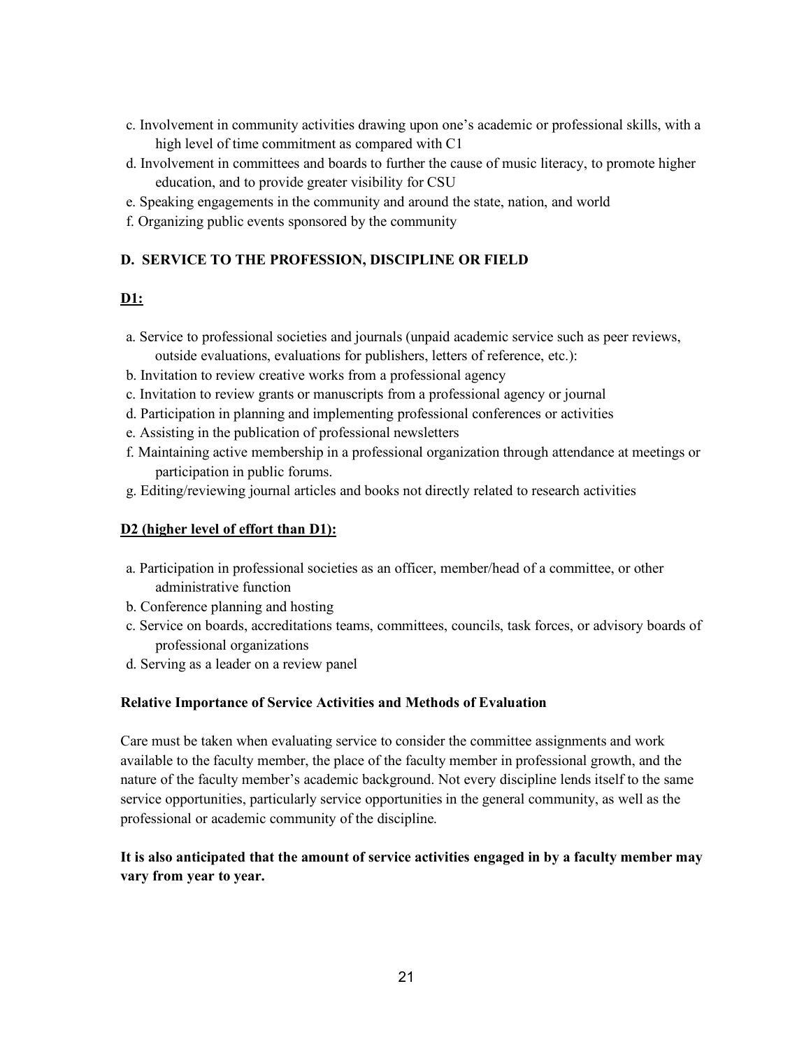c. Involvement in community activities drawing upon one's academic or professional skills, with a high level of time commitment as compared with C1
d. Involvement in committees and boards to further the cause of music literacy, to promote higher education, and to provide greater visibility for CSU
e. Speaking engagements in the community and around the state, nation, and world
f. Organizing public events sponsored by the community

### D. SERVICE TO THE PROFESSION, DISCIPLINE OR FIELD

**D1:**

a. Service to professional societies and journals (unpaid academic service such as peer reviews, outside evaluations, evaluations for publishers, letters of reference, etc.):
b. Invitation to review creative works from a professional agency
c. Invitation to review grants or manuscripts from a professional agency or journal
d. Participation in planning and implementing professional conferences or activities
e. Assisting in the publication of professional newsletters
f. Maintaining active membership in a professional organization through attendance at meetings or participation in public forums.
g. Editing/reviewing journal articles and books not directly related to research activities

**D2 (higher level of effort than D1):**

a. Participation in professional societies as an officer, member/head of a committee, or other administrative function
b. Conference planning and hosting
c. Service on boards, accreditations teams, committees, councils, task forces, or advisory boards of professional organizations
d. Serving as a leader on a review panel

#### Relative Importance of Service Activities and Methods of Evaluation

Care must be taken when evaluating service to consider the committee assignments and work available to the faculty member, the place of the faculty member in professional growth, and the nature of the faculty member's academic background. Not every discipline lends itself to the same service opportunities, particularly service opportunities in the general community, as well as the professional or academic community of the discipline.

**It is also anticipated that the amount of service activities engaged in by a faculty member may vary from year to year.**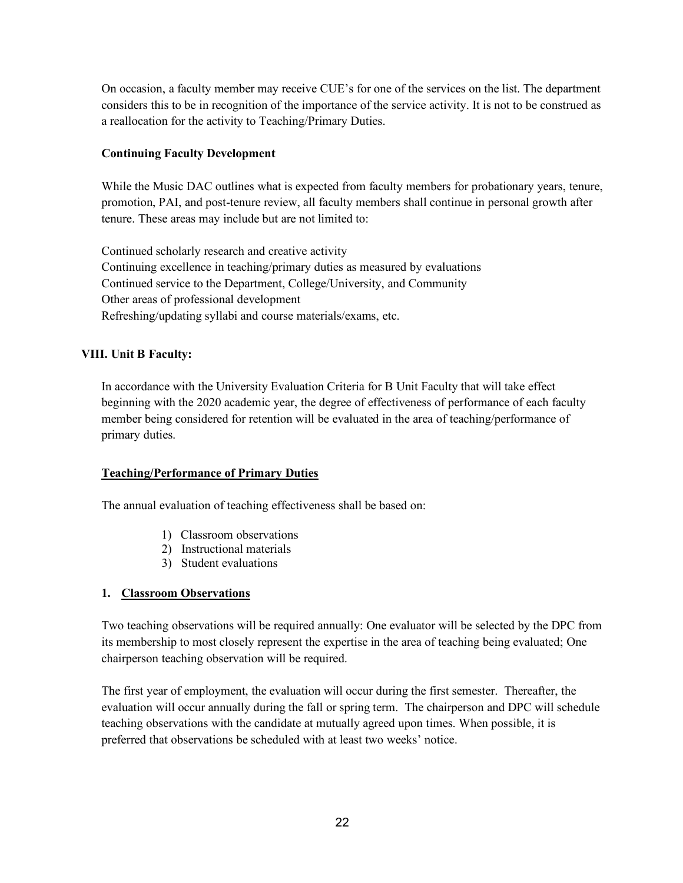On occasion, a faculty member may receive CUE's for one of the services on the list. The department considers this to be in recognition of the importance of the service activity. It is not to be construed as a reallocation for the activity to Teaching/Primary Duties.

**Continuing Faculty Development**

While the Music DAC outlines what is expected from faculty members for probationary years, tenure, promotion, PAI, and post-tenure review, all faculty members shall continue in personal growth after tenure. These areas may include but are not limited to:

Continued scholarly research and creative activity
Continuing excellence in teaching/primary duties as measured by evaluations
Continued service to the Department, College/University, and Community
Other areas of professional development
Refreshing/updating syllabi and course materials/exams, etc.

## VIII. Unit B Faculty:

In accordance with the University Evaluation Criteria for B Unit Faculty that will take effect beginning with the 2020 academic year, the degree of effectiveness of performance of each faculty member being considered for retention will be evaluated in the area of teaching/performance of primary duties.

**<u>Teaching/Performance of Primary Duties</u>**

The annual evaluation of teaching effectiveness shall be based on:

1) Classroom observations
2) Instructional materials
3) Student evaluations

### 1. <u>Classroom Observations</u>

Two teaching observations will be required annually: One evaluator will be selected by the DPC from its membership to most closely represent the expertise in the area of teaching being evaluated; One chairperson teaching observation will be required.

The first year of employment, the evaluation will occur during the first semester. Thereafter, the evaluation will occur annually during the fall or spring term. The chairperson and DPC will schedule teaching observations with the candidate at mutually agreed upon times. When possible, it is preferred that observations be scheduled with at least two weeks' notice.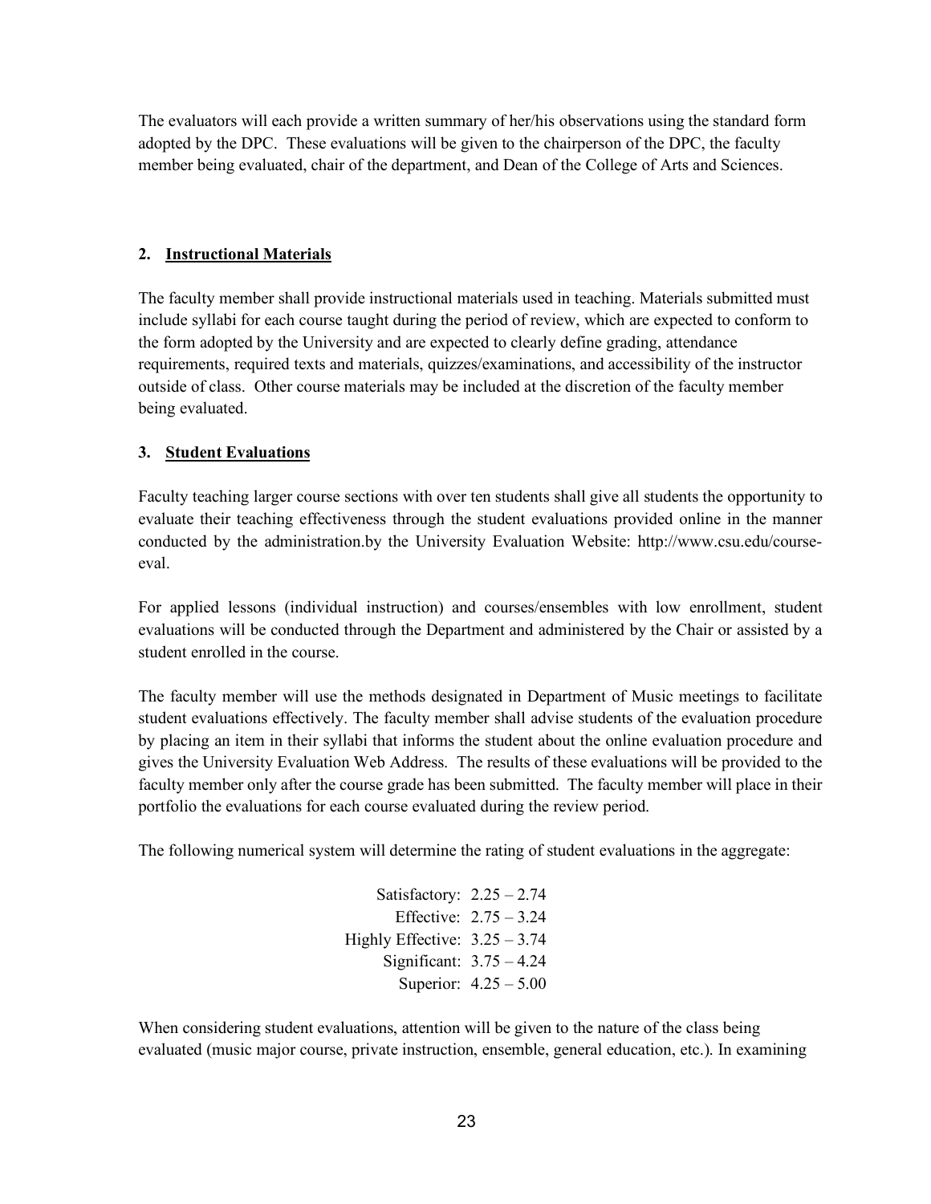The evaluators will each provide a written summary of her/his observations using the standard form adopted by the DPC. These evaluations will be given to the chairperson of the DPC, the faculty member being evaluated, chair of the department, and Dean of the College of Arts and Sciences.

**2. Instructional Materials**

The faculty member shall provide instructional materials used in teaching. Materials submitted must include syllabi for each course taught during the period of review, which are expected to conform to the form adopted by the University and are expected to clearly define grading, attendance requirements, required texts and materials, quizzes/examinations, and accessibility of the instructor outside of class. Other course materials may be included at the discretion of the faculty member being evaluated.

**3. Student Evaluations**

Faculty teaching larger course sections with over ten students shall give all students the opportunity to evaluate their teaching effectiveness through the student evaluations provided online in the manner conducted by the administration.by the University Evaluation Website: http://www.csu.edu/course-eval.

For applied lessons (individual instruction) and courses/ensembles with low enrollment, student evaluations will be conducted through the Department and administered by the Chair or assisted by a student enrolled in the course.

The faculty member will use the methods designated in Department of Music meetings to facilitate student evaluations effectively. The faculty member shall advise students of the evaluation procedure by placing an item in their syllabi that informs the student about the online evaluation procedure and gives the University Evaluation Web Address. The results of these evaluations will be provided to the faculty member only after the course grade has been submitted. The faculty member will place in their portfolio the evaluations for each course evaluated during the review period.

The following numerical system will determine the rating of student evaluations in the aggregate:

Satisfactory: 2.25 – 2.74
Effective: 2.75 – 3.24
Highly Effective: 3.25 – 3.74
Significant: 3.75 – 4.24
Superior: 4.25 – 5.00

When considering student evaluations, attention will be given to the nature of the class being evaluated (music major course, private instruction, ensemble, general education, etc.). In examining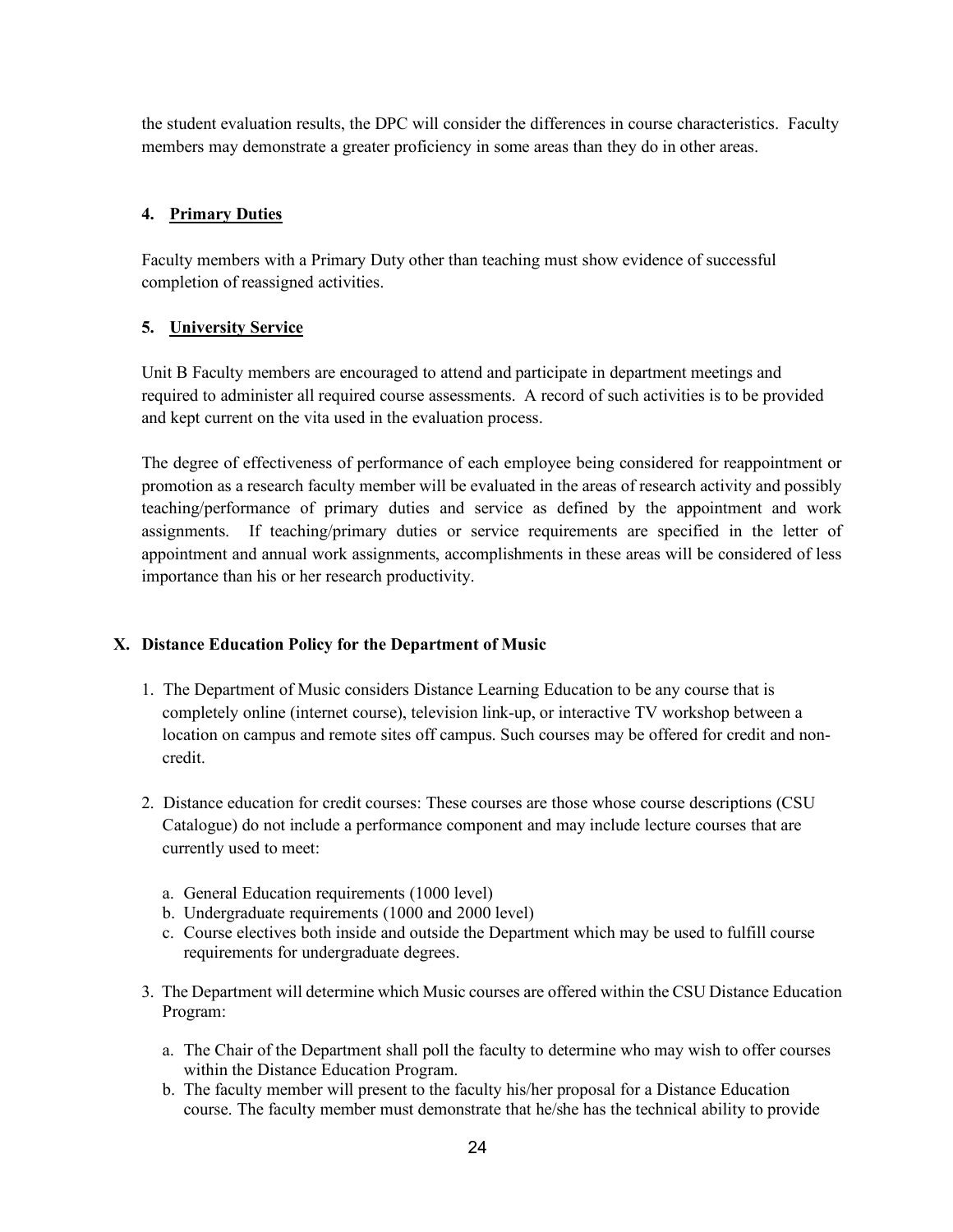the student evaluation results, the DPC will consider the differences in course characteristics. Faculty members may demonstrate a greater proficiency in some areas than they do in other areas.

#### 4. Primary Duties

Faculty members with a Primary Duty other than teaching must show evidence of successful completion of reassigned activities.

#### 5. University Service

Unit B Faculty members are encouraged to attend and participate in department meetings and required to administer all required course assessments. A record of such activities is to be provided and kept current on the vita used in the evaluation process.

The degree of effectiveness of performance of each employee being considered for reappointment or promotion as a research faculty member will be evaluated in the areas of research activity and possibly teaching/performance of primary duties and service as defined by the appointment and work assignments. If teaching/primary duties or service requirements are specified in the letter of appointment and annual work assignments, accomplishments in these areas will be considered of less importance than his or her research productivity.

## X. Distance Education Policy for the Department of Music

1. The Department of Music considers Distance Learning Education to be any course that is completely online (internet course), television link-up, or interactive TV workshop between a location on campus and remote sites off campus. Such courses may be offered for credit and non-credit.

2. Distance education for credit courses: These courses are those whose course descriptions (CSU Catalogue) do not include a performance component and may include lecture courses that are currently used to meet:

   a. General Education requirements (1000 level)
   b. Undergraduate requirements (1000 and 2000 level)
   c. Course electives both inside and outside the Department which may be used to fulfill course requirements for undergraduate degrees.

3. The Department will determine which Music courses are offered within the CSU Distance Education Program:

   a. The Chair of the Department shall poll the faculty to determine who may wish to offer courses within the Distance Education Program.
   b. The faculty member will present to the faculty his/her proposal for a Distance Education course. The faculty member must demonstrate that he/she has the technical ability to provide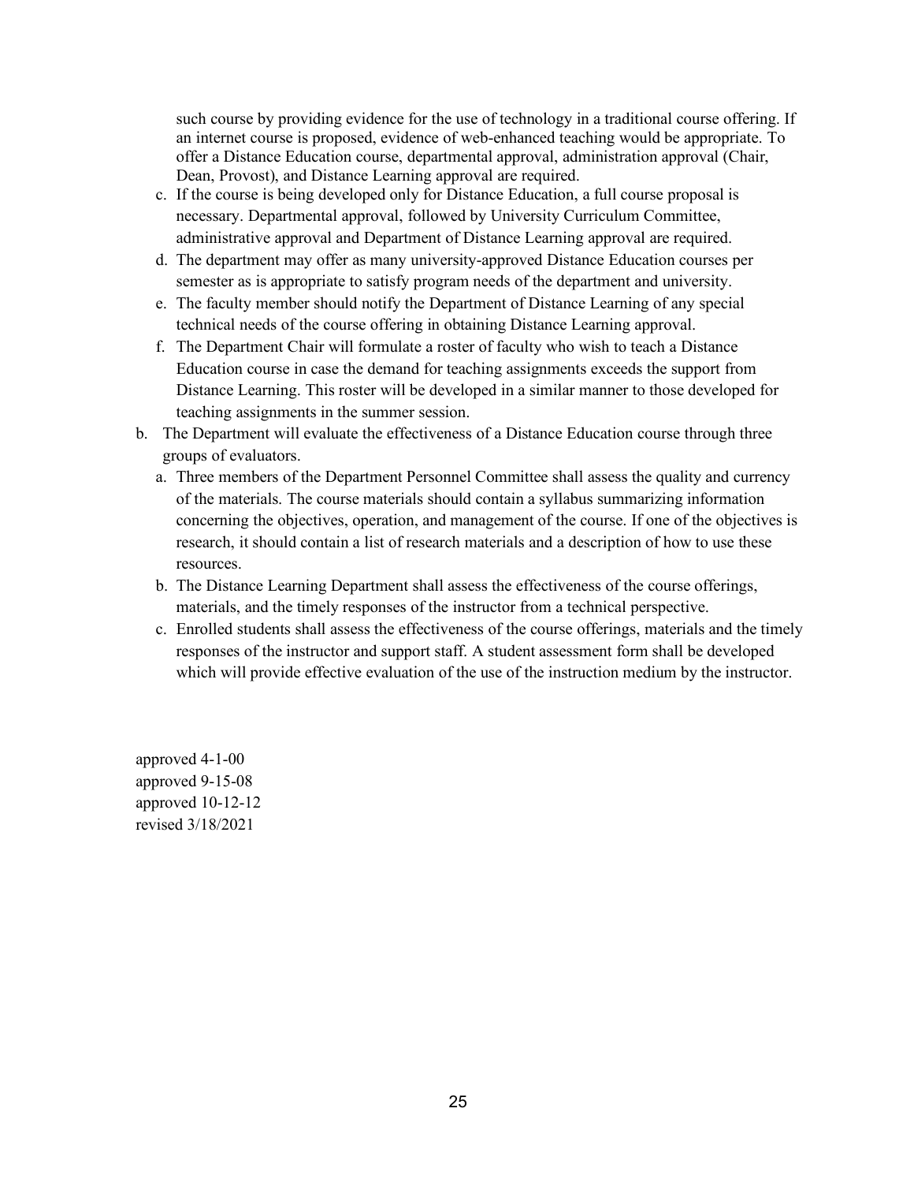such course by providing evidence for the use of technology in a traditional course offering. If an internet course is proposed, evidence of web-enhanced teaching would be appropriate. To offer a Distance Education course, departmental approval, administration approval (Chair, Dean, Provost), and Distance Learning approval are required.

   c. If the course is being developed only for Distance Education, a full course proposal is necessary. Departmental approval, followed by University Curriculum Committee, administrative approval and Department of Distance Learning approval are required.
   d. The department may offer as many university-approved Distance Education courses per semester as is appropriate to satisfy program needs of the department and university.
   e. The faculty member should notify the Department of Distance Learning of any special technical needs of the course offering in obtaining Distance Learning approval.
   f. The Department Chair will formulate a roster of faculty who wish to teach a Distance Education course in case the demand for teaching assignments exceeds the support from Distance Learning. This roster will be developed in a similar manner to those developed for teaching assignments in the summer session.

b. The Department will evaluate the effectiveness of a Distance Education course through three groups of evaluators.
   a. Three members of the Department Personnel Committee shall assess the quality and currency of the materials. The course materials should contain a syllabus summarizing information concerning the objectives, operation, and management of the course. If one of the objectives is research, it should contain a list of research materials and a description of how to use these resources.
   b. The Distance Learning Department shall assess the effectiveness of the course offerings, materials, and the timely responses of the instructor from a technical perspective.
   c. Enrolled students shall assess the effectiveness of the course offerings, materials and the timely responses of the instructor and support staff. A student assessment form shall be developed which will provide effective evaluation of the use of the instruction medium by the instructor.

approved 4-1-00
approved 9-15-08
approved 10-12-12
revised 3/18/2021